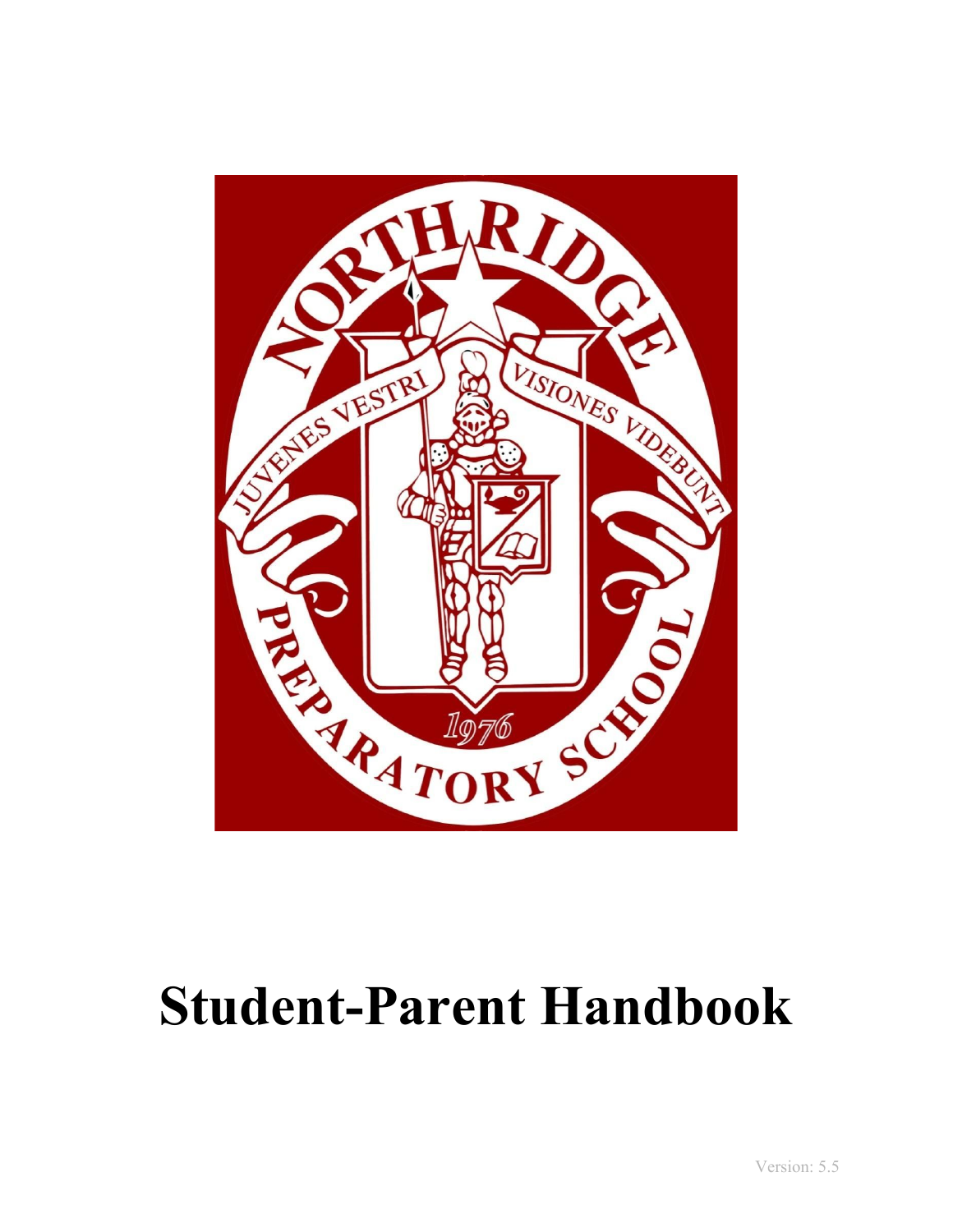# Student-Parent Handbook

Version: 5.5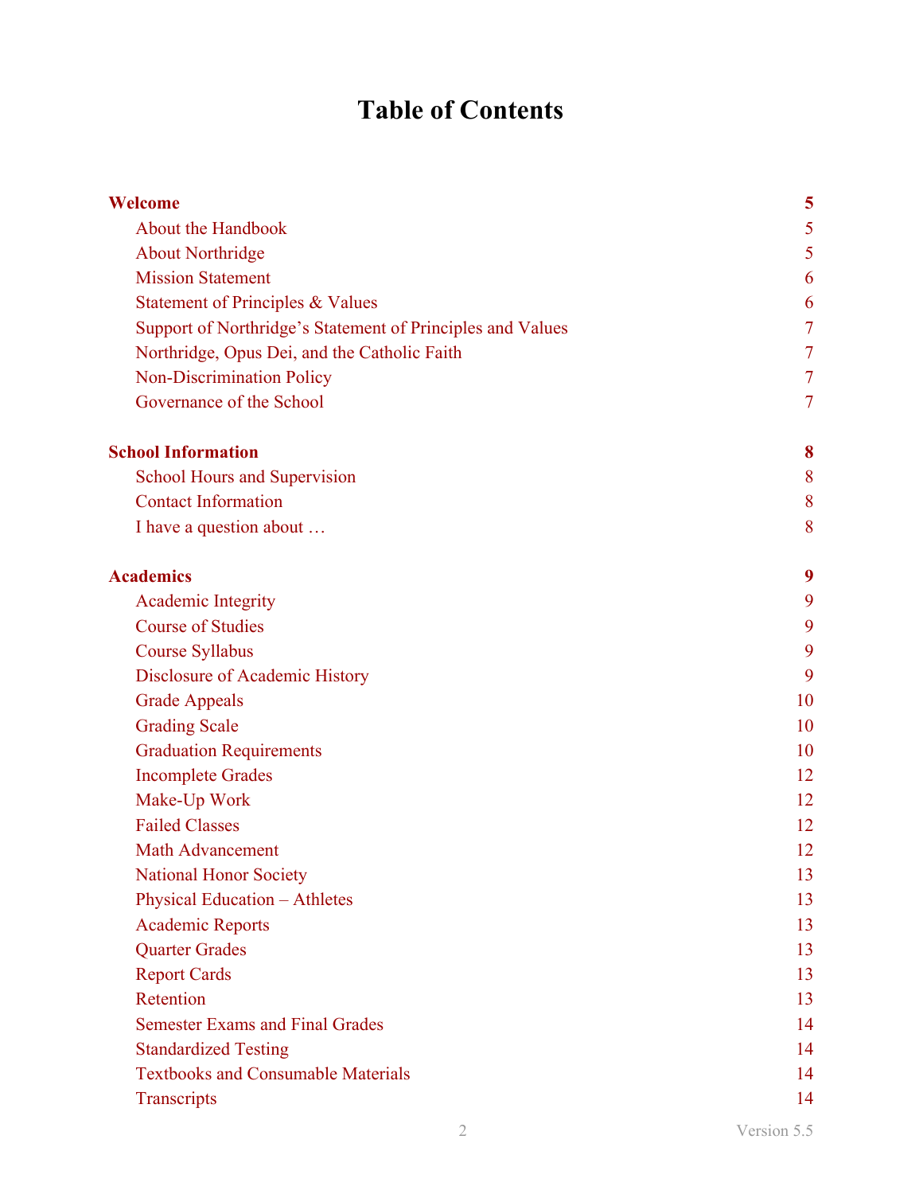# Table of Contents

**Welcome** 5

- About the Handbook 5
- About Northridge 5
- Mission Statement 6
- Statement of Principles & Values 6
- Support of Northridge's Statement of Principles and Values 7
- Northridge, Opus Dei, and the Catholic Faith 7
- Non-Discrimination Policy 7
- Governance of the School 7

**School Information** 8

- School Hours and Supervision 8
- Contact Information 8
- I have a question about … 8

**Academics** 9

- Academic Integrity 9
- Course of Studies 9
- Course Syllabus 9
- Disclosure of Academic History 9
- Grade Appeals 10
- Grading Scale 10
- Graduation Requirements 10
- Incomplete Grades 12
- Make-Up Work 12
- Failed Classes 12
- Math Advancement 12
- National Honor Society 13
- Physical Education – Athletes 13
- Academic Reports 13
- Quarter Grades 13
- Report Cards 13
- Retention 13
- Semester Exams and Final Grades 14
- Standardized Testing 14
- Textbooks and Consumable Materials 14
- Transcripts 14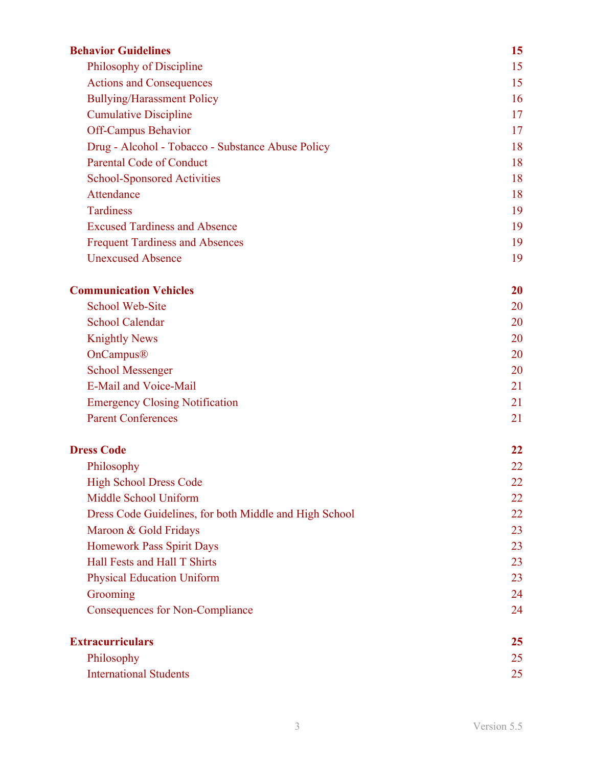| | |
|---|---|
| **Behavior Guidelines** | **15** |
| Philosophy of Discipline | 15 |
| Actions and Consequences | 15 |
| Bullying/Harassment Policy | 16 |
| Cumulative Discipline | 17 |
| Off-Campus Behavior | 17 |
| Drug - Alcohol - Tobacco - Substance Abuse Policy | 18 |
| Parental Code of Conduct | 18 |
| School-Sponsored Activities | 18 |
| Attendance | 18 |
| Tardiness | 19 |
| Excused Tardiness and Absence | 19 |
| Frequent Tardiness and Absences | 19 |
| Unexcused Absence | 19 |
| **Communication Vehicles** | **20** |
| School Web-Site | 20 |
| School Calendar | 20 |
| Knightly News | 20 |
| OnCampus® | 20 |
| School Messenger | 20 |
| E-Mail and Voice-Mail | 21 |
| Emergency Closing Notification | 21 |
| Parent Conferences | 21 |
| **Dress Code** | **22** |
| Philosophy | 22 |
| High School Dress Code | 22 |
| Middle School Uniform | 22 |
| Dress Code Guidelines, for both Middle and High School | 22 |
| Maroon & Gold Fridays | 23 |
| Homework Pass Spirit Days | 23 |
| Hall Fests and Hall T Shirts | 23 |
| Physical Education Uniform | 23 |
| Grooming | 24 |
| Consequences for Non-Compliance | 24 |
| **Extracurriculars** | **25** |
| Philosophy | 25 |
| International Students | 25 |

Version 5.5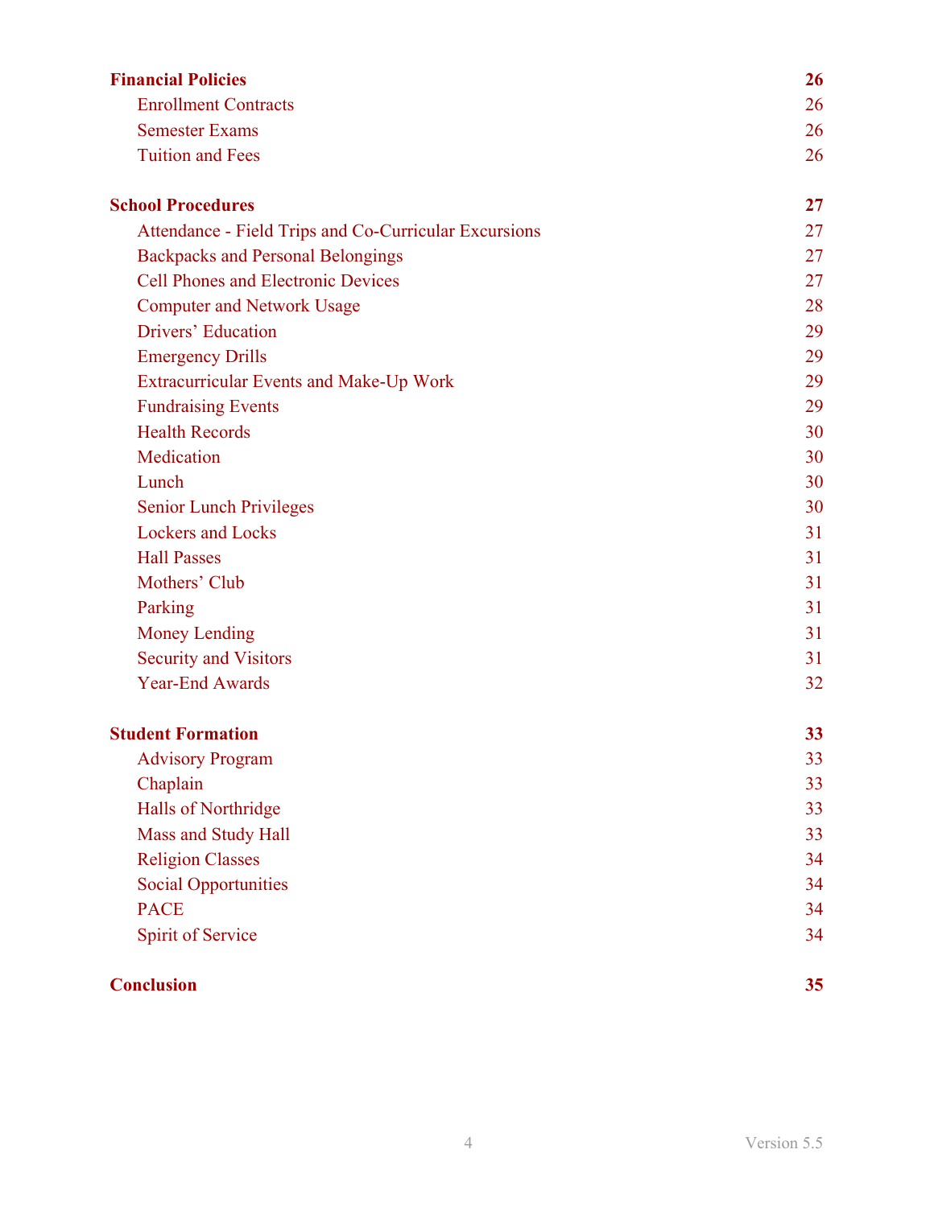| | |
|---|---|
| **Financial Policies** | **26** |
| Enrollment Contracts | 26 |
| Semester Exams | 26 |
| Tuition and Fees | 26 |
| **School Procedures** | **27** |
| Attendance - Field Trips and Co-Curricular Excursions | 27 |
| Backpacks and Personal Belongings | 27 |
| Cell Phones and Electronic Devices | 27 |
| Computer and Network Usage | 28 |
| Drivers' Education | 29 |
| Emergency Drills | 29 |
| Extracurricular Events and Make-Up Work | 29 |
| Fundraising Events | 29 |
| Health Records | 30 |
| Medication | 30 |
| Lunch | 30 |
| Senior Lunch Privileges | 30 |
| Lockers and Locks | 31 |
| Hall Passes | 31 |
| Mothers' Club | 31 |
| Parking | 31 |
| Money Lending | 31 |
| Security and Visitors | 31 |
| Year-End Awards | 32 |
| **Student Formation** | **33** |
| Advisory Program | 33 |
| Chaplain | 33 |
| Halls of Northridge | 33 |
| Mass and Study Hall | 33 |
| Religion Classes | 34 |
| Social Opportunities | 34 |
| PACE | 34 |
| Spirit of Service | 34 |
| **Conclusion** | **35** |

Version 5.5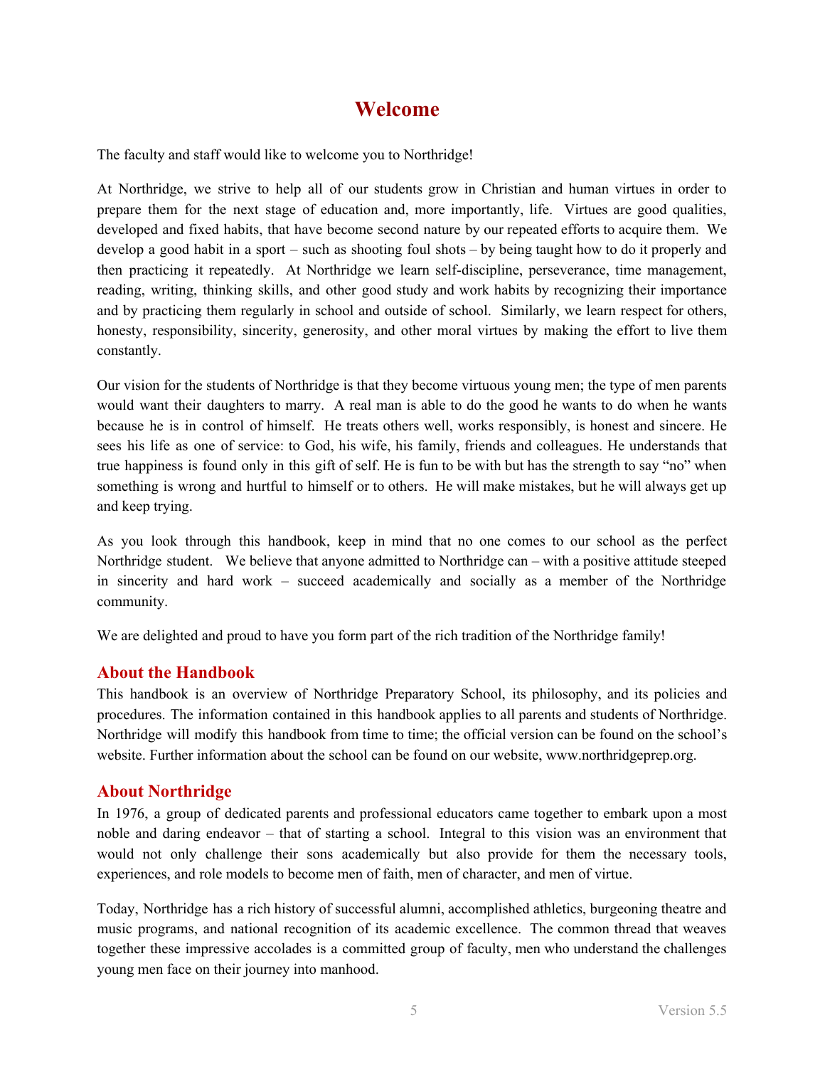# Welcome

The faculty and staff would like to welcome you to Northridge!

At Northridge, we strive to help all of our students grow in Christian and human virtues in order to prepare them for the next stage of education and, more importantly, life. Virtues are good qualities, developed and fixed habits, that have become second nature by our repeated efforts to acquire them. We develop a good habit in a sport – such as shooting foul shots – by being taught how to do it properly and then practicing it repeatedly. At Northridge we learn self-discipline, perseverance, time management, reading, writing, thinking skills, and other good study and work habits by recognizing their importance and by practicing them regularly in school and outside of school. Similarly, we learn respect for others, honesty, responsibility, sincerity, generosity, and other moral virtues by making the effort to live them constantly.

Our vision for the students of Northridge is that they become virtuous young men; the type of men parents would want their daughters to marry. A real man is able to do the good he wants to do when he wants because he is in control of himself. He treats others well, works responsibly, is honest and sincere. He sees his life as one of service: to God, his wife, his family, friends and colleagues. He understands that true happiness is found only in this gift of self. He is fun to be with but has the strength to say "no" when something is wrong and hurtful to himself or to others. He will make mistakes, but he will always get up and keep trying.

As you look through this handbook, keep in mind that no one comes to our school as the perfect Northridge student. We believe that anyone admitted to Northridge can – with a positive attitude steeped in sincerity and hard work – succeed academically and socially as a member of the Northridge community.

We are delighted and proud to have you form part of the rich tradition of the Northridge family!

## About the Handbook

This handbook is an overview of Northridge Preparatory School, its philosophy, and its policies and procedures. The information contained in this handbook applies to all parents and students of Northridge. Northridge will modify this handbook from time to time; the official version can be found on the school's website. Further information about the school can be found on our website, www.northridgeprep.org.

## About Northridge

In 1976, a group of dedicated parents and professional educators came together to embark upon a most noble and daring endeavor – that of starting a school. Integral to this vision was an environment that would not only challenge their sons academically but also provide for them the necessary tools, experiences, and role models to become men of faith, men of character, and men of virtue.

Today, Northridge has a rich history of successful alumni, accomplished athletics, burgeoning theatre and music programs, and national recognition of its academic excellence. The common thread that weaves together these impressive accolades is a committed group of faculty, men who understand the challenges young men face on their journey into manhood.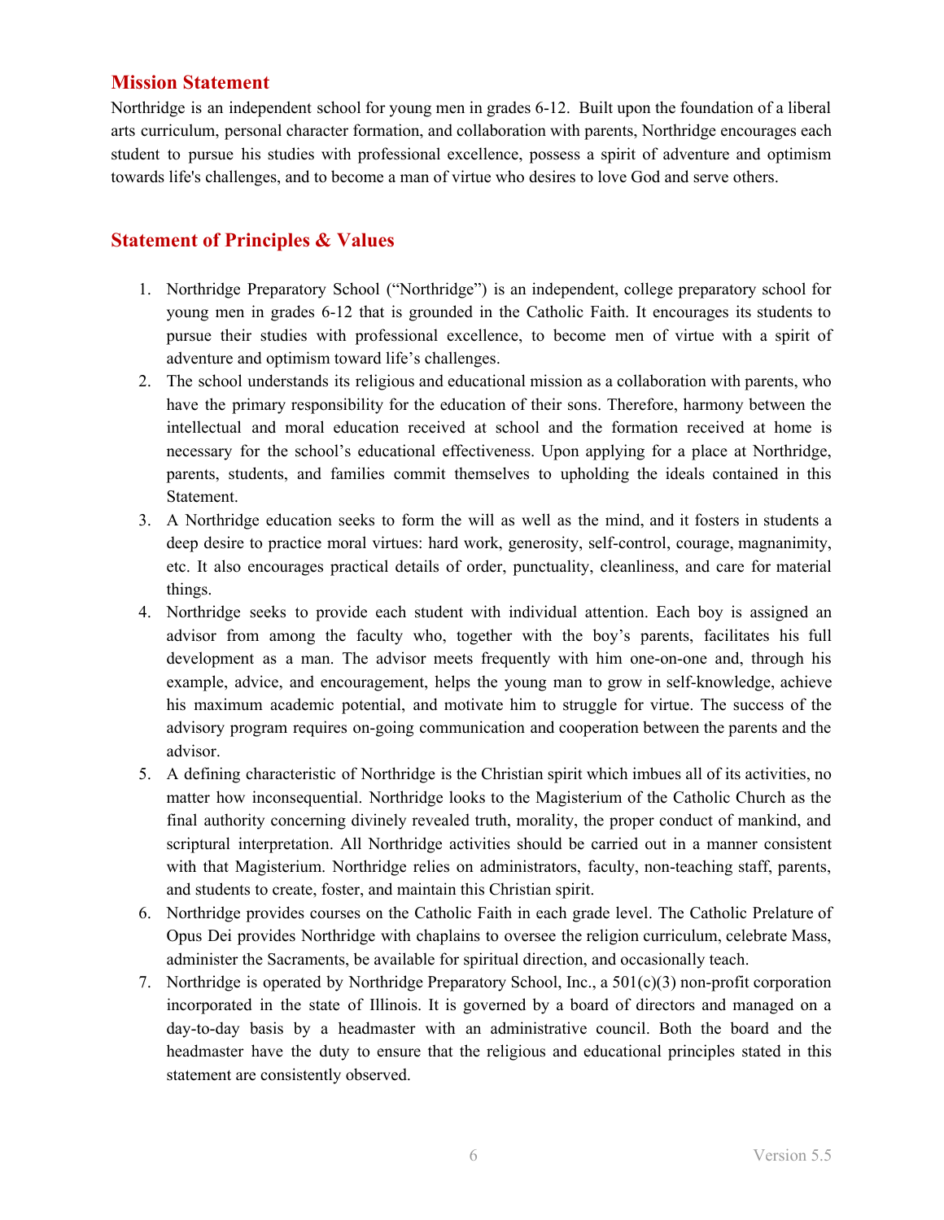## Mission Statement

Northridge is an independent school for young men in grades 6-12. Built upon the foundation of a liberal arts curriculum, personal character formation, and collaboration with parents, Northridge encourages each student to pursue his studies with professional excellence, possess a spirit of adventure and optimism towards life's challenges, and to become a man of virtue who desires to love God and serve others.

## Statement of Principles & Values

1. Northridge Preparatory School ("Northridge") is an independent, college preparatory school for young men in grades 6-12 that is grounded in the Catholic Faith. It encourages its students to pursue their studies with professional excellence, to become men of virtue with a spirit of adventure and optimism toward life's challenges.
2. The school understands its religious and educational mission as a collaboration with parents, who have the primary responsibility for the education of their sons. Therefore, harmony between the intellectual and moral education received at school and the formation received at home is necessary for the school's educational effectiveness. Upon applying for a place at Northridge, parents, students, and families commit themselves to upholding the ideals contained in this Statement.
3. A Northridge education seeks to form the will as well as the mind, and it fosters in students a deep desire to practice moral virtues: hard work, generosity, self-control, courage, magnanimity, etc. It also encourages practical details of order, punctuality, cleanliness, and care for material things.
4. Northridge seeks to provide each student with individual attention. Each boy is assigned an advisor from among the faculty who, together with the boy's parents, facilitates his full development as a man. The advisor meets frequently with him one-on-one and, through his example, advice, and encouragement, helps the young man to grow in self-knowledge, achieve his maximum academic potential, and motivate him to struggle for virtue. The success of the advisory program requires on-going communication and cooperation between the parents and the advisor.
5. A defining characteristic of Northridge is the Christian spirit which imbues all of its activities, no matter how inconsequential. Northridge looks to the Magisterium of the Catholic Church as the final authority concerning divinely revealed truth, morality, the proper conduct of mankind, and scriptural interpretation. All Northridge activities should be carried out in a manner consistent with that Magisterium. Northridge relies on administrators, faculty, non-teaching staff, parents, and students to create, foster, and maintain this Christian spirit.
6. Northridge provides courses on the Catholic Faith in each grade level. The Catholic Prelature of Opus Dei provides Northridge with chaplains to oversee the religion curriculum, celebrate Mass, administer the Sacraments, be available for spiritual direction, and occasionally teach.
7. Northridge is operated by Northridge Preparatory School, Inc., a 501(c)(3) non-profit corporation incorporated in the state of Illinois. It is governed by a board of directors and managed on a day-to-day basis by a headmaster with an administrative council. Both the board and the headmaster have the duty to ensure that the religious and educational principles stated in this statement are consistently observed.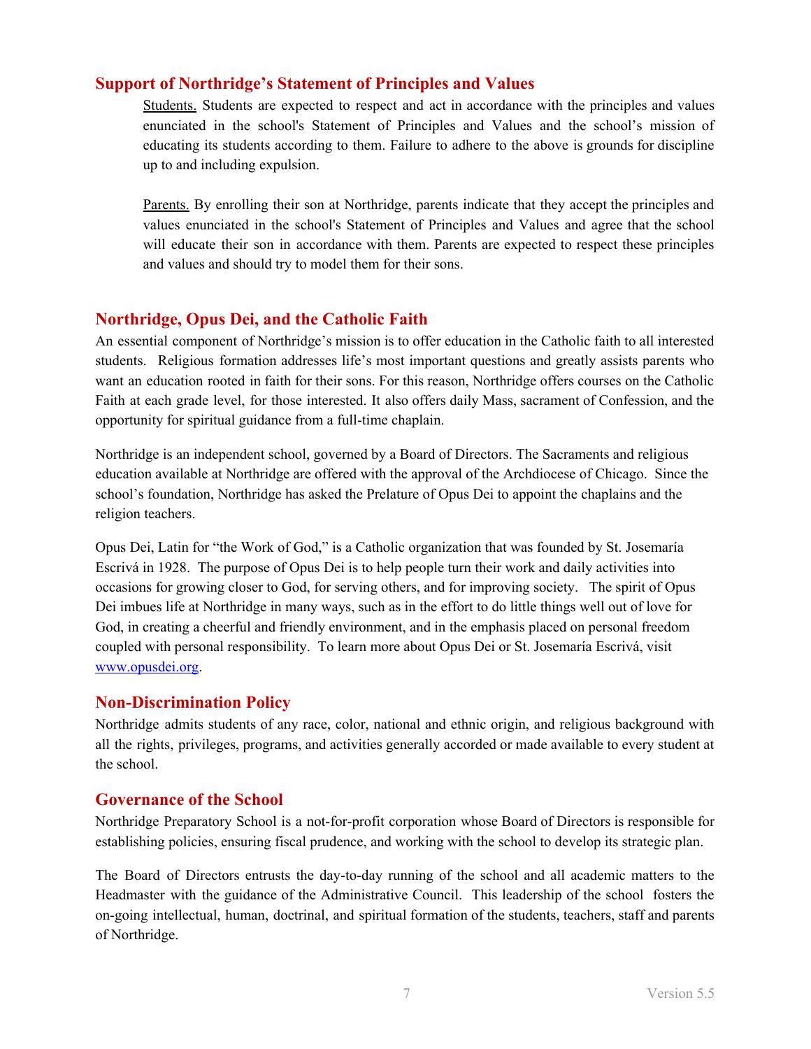## Support of Northridge's Statement of Principles and Values

Students. Students are expected to respect and act in accordance with the principles and values enunciated in the school's Statement of Principles and Values and the school's mission of educating its students according to them. Failure to adhere to the above is grounds for discipline up to and including expulsion.

Parents. By enrolling their son at Northridge, parents indicate that they accept the principles and values enunciated in the school's Statement of Principles and Values and agree that the school will educate their son in accordance with them. Parents are expected to respect these principles and values and should try to model them for their sons.

## Northridge, Opus Dei, and the Catholic Faith

An essential component of Northridge's mission is to offer education in the Catholic faith to all interested students. Religious formation addresses life's most important questions and greatly assists parents who want an education rooted in faith for their sons. For this reason, Northridge offers courses on the Catholic Faith at each grade level, for those interested. It also offers daily Mass, sacrament of Confession, and the opportunity for spiritual guidance from a full-time chaplain.

Northridge is an independent school, governed by a Board of Directors. The Sacraments and religious education available at Northridge are offered with the approval of the Archdiocese of Chicago. Since the school's foundation, Northridge has asked the Prelature of Opus Dei to appoint the chaplains and the religion teachers.

Opus Dei, Latin for "the Work of God," is a Catholic organization that was founded by St. Josemaría Escrivá in 1928. The purpose of Opus Dei is to help people turn their work and daily activities into occasions for growing closer to God, for serving others, and for improving society. The spirit of Opus Dei imbues life at Northridge in many ways, such as in the effort to do little things well out of love for God, in creating a cheerful and friendly environment, and in the emphasis placed on personal freedom coupled with personal responsibility. To learn more about Opus Dei or St. Josemaría Escrivá, visit www.opusdei.org.

## Non-Discrimination Policy

Northridge admits students of any race, color, national and ethnic origin, and religious background with all the rights, privileges, programs, and activities generally accorded or made available to every student at the school.

## Governance of the School

Northridge Preparatory School is a not-for-profit corporation whose Board of Directors is responsible for establishing policies, ensuring fiscal prudence, and working with the school to develop its strategic plan.

The Board of Directors entrusts the day-to-day running of the school and all academic matters to the Headmaster with the guidance of the Administrative Council. This leadership of the school fosters the on-going intellectual, human, doctrinal, and spiritual formation of the students, teachers, staff and parents of Northridge.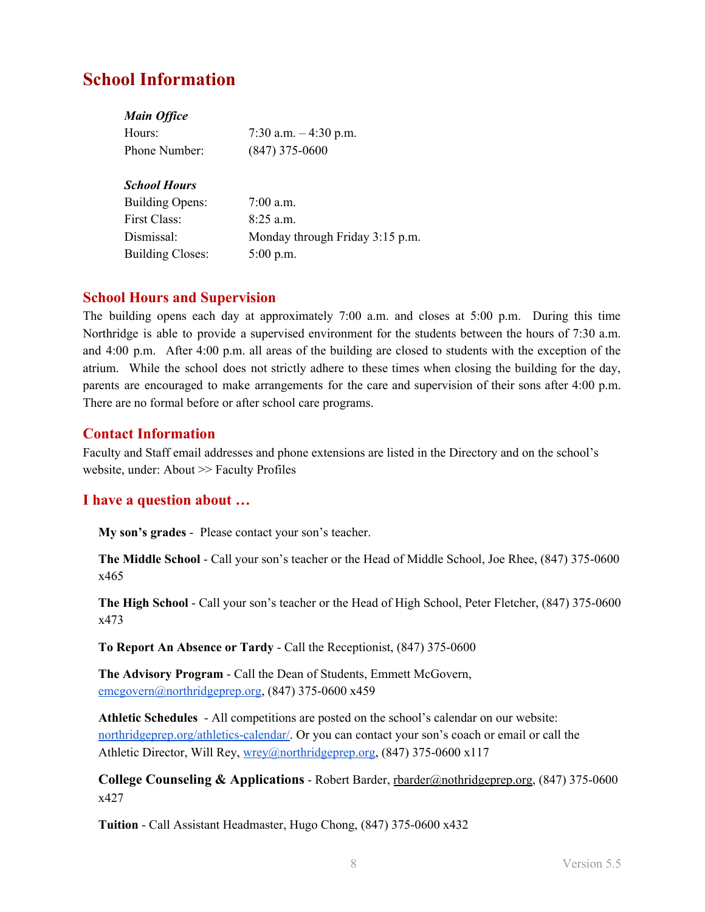# School Information

***Main Office***

| | |
|---|---|
| Hours: | 7:30 a.m. – 4:30 p.m. |
| Phone Number: | (847) 375-0600 |

***School Hours***

| | |
|---|---|
| Building Opens: | 7:00 a.m. |
| First Class: | 8:25 a.m. |
| Dismissal: | Monday through Friday 3:15 p.m. |
| Building Closes: | 5:00 p.m. |

## School Hours and Supervision

The building opens each day at approximately 7:00 a.m. and closes at 5:00 p.m. During this time Northridge is able to provide a supervised environment for the students between the hours of 7:30 a.m. and 4:00 p.m. After 4:00 p.m. all areas of the building are closed to students with the exception of the atrium. While the school does not strictly adhere to these times when closing the building for the day, parents are encouraged to make arrangements for the care and supervision of their sons after 4:00 p.m. There are no formal before or after school care programs.

## Contact Information

Faculty and Staff email addresses and phone extensions are listed in the Directory and on the school's website, under: About >> Faculty Profiles

## I have a question about …

**My son's grades** - Please contact your son's teacher.

**The Middle School** - Call your son's teacher or the Head of Middle School, Joe Rhee, (847) 375-0600 x465

**The High School** - Call your son's teacher or the Head of High School, Peter Fletcher, (847) 375-0600 x473

**To Report An Absence or Tardy** - Call the Receptionist, (847) 375-0600

**The Advisory Program** - Call the Dean of Students, Emmett McGovern, emcgovern@northridgeprep.org, (847) 375-0600 x459

**Athletic Schedules** - All competitions are posted on the school's calendar on our website: northridgeprep.org/athletics-calendar/. Or you can contact your son's coach or email or call the Athletic Director, Will Rey, wrey@northridgeprep.org, (847) 375-0600 x117

**College Counseling & Applications** - Robert Barder, rbarder@nothridgeprep.org, (847) 375-0600 x427

**Tuition** - Call Assistant Headmaster, Hugo Chong, (847) 375-0600 x432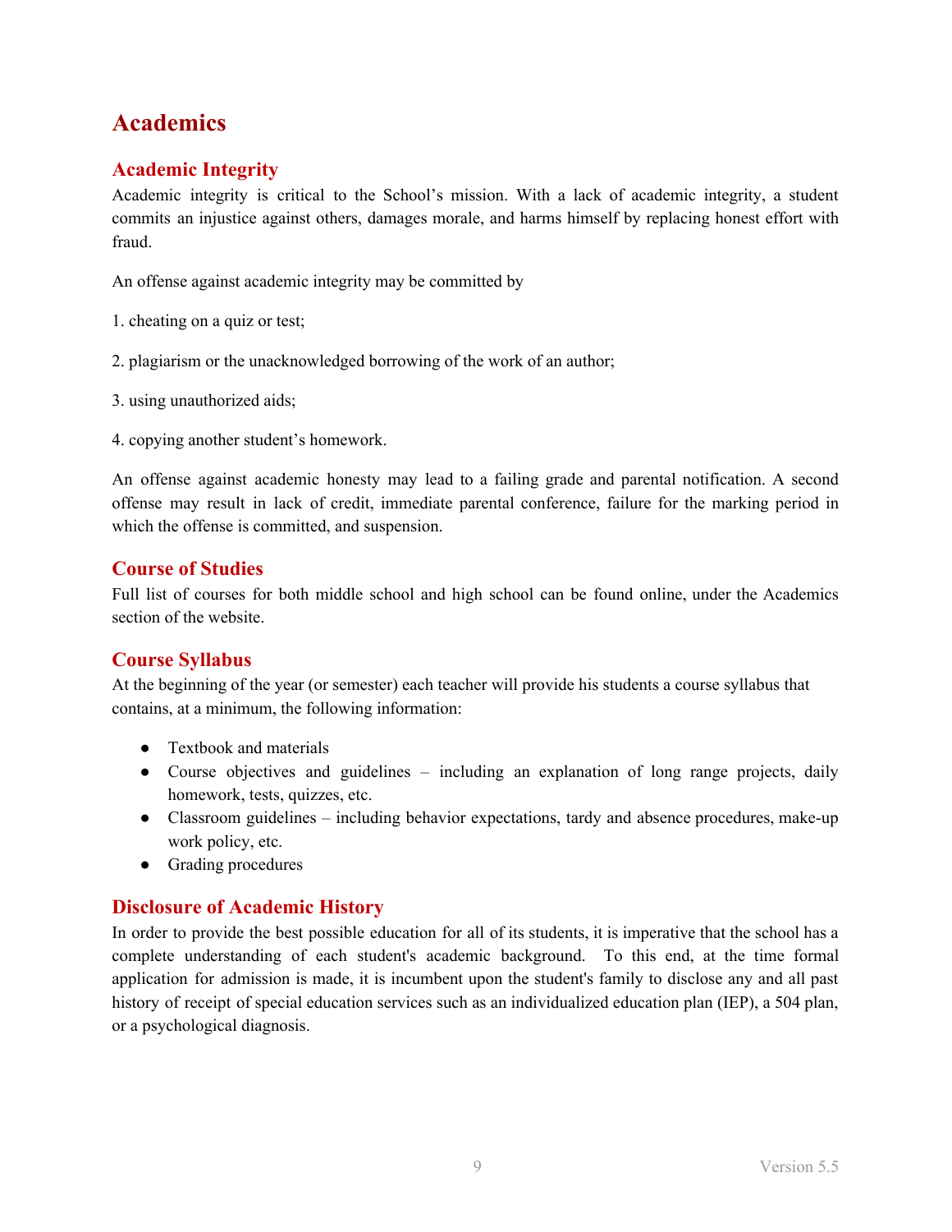# Academics

## Academic Integrity

Academic integrity is critical to the School's mission. With a lack of academic integrity, a student commits an injustice against others, damages morale, and harms himself by replacing honest effort with fraud.

An offense against academic integrity may be committed by

1. cheating on a quiz or test;

2. plagiarism or the unacknowledged borrowing of the work of an author;

3. using unauthorized aids;

4. copying another student's homework.

An offense against academic honesty may lead to a failing grade and parental notification. A second offense may result in lack of credit, immediate parental conference, failure for the marking period in which the offense is committed, and suspension.

## Course of Studies

Full list of courses for both middle school and high school can be found online, under the Academics section of the website.

## Course Syllabus

At the beginning of the year (or semester) each teacher will provide his students a course syllabus that contains, at a minimum, the following information:

- Textbook and materials
- Course objectives and guidelines – including an explanation of long range projects, daily homework, tests, quizzes, etc.
- Classroom guidelines – including behavior expectations, tardy and absence procedures, make-up work policy, etc.
- Grading procedures

## Disclosure of Academic History

In order to provide the best possible education for all of its students, it is imperative that the school has a complete understanding of each student's academic background. To this end, at the time formal application for admission is made, it is incumbent upon the student's family to disclose any and all past history of receipt of special education services such as an individualized education plan (IEP), a 504 plan, or a psychological diagnosis.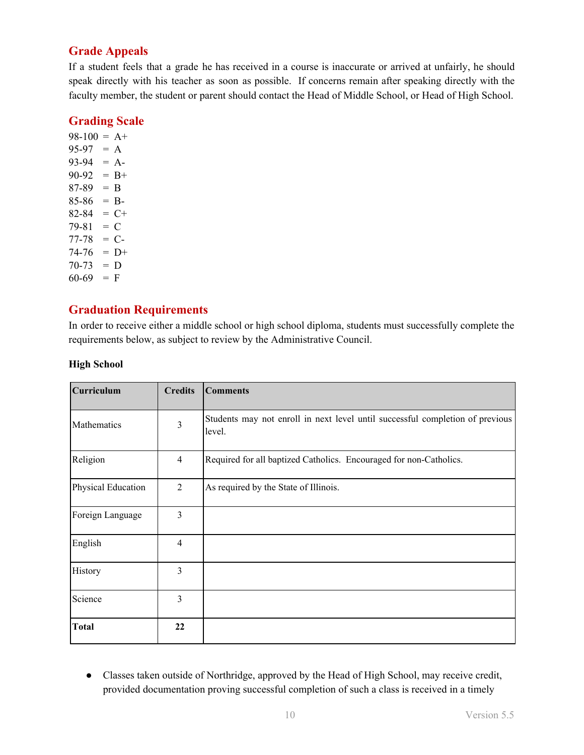## Grade Appeals

If a student feels that a grade he has received in a course is inaccurate or arrived at unfairly, he should speak directly with his teacher as soon as possible. If concerns remain after speaking directly with the faculty member, the student or parent should contact the Head of Middle School, or Head of High School.

## Grading Scale

98-100 = A+
95-97 = A
93-94 = A-
90-92 = B+
87-89 = B
85-86 = B-
82-84 = C+
79-81 = C
77-78 = C-
74-76 = D+
70-73 = D
60-69 = F

## Graduation Requirements

In order to receive either a middle school or high school diploma, students must successfully complete the requirements below, as subject to review by the Administrative Council.

**High School**

| Curriculum | Credits | Comments |
|---|---|---|
| Mathematics | 3 | Students may not enroll in next level until successful completion of previous level. |
| Religion | 4 | Required for all baptized Catholics. Encouraged for non-Catholics. |
| Physical Education | 2 | As required by the State of Illinois. |
| Foreign Language | 3 | |
| English | 4 | |
| History | 3 | |
| Science | 3 | |
| **Total** | **22** | |

- Classes taken outside of Northridge, approved by the Head of High School, may receive credit, provided documentation proving successful completion of such a class is received in a timely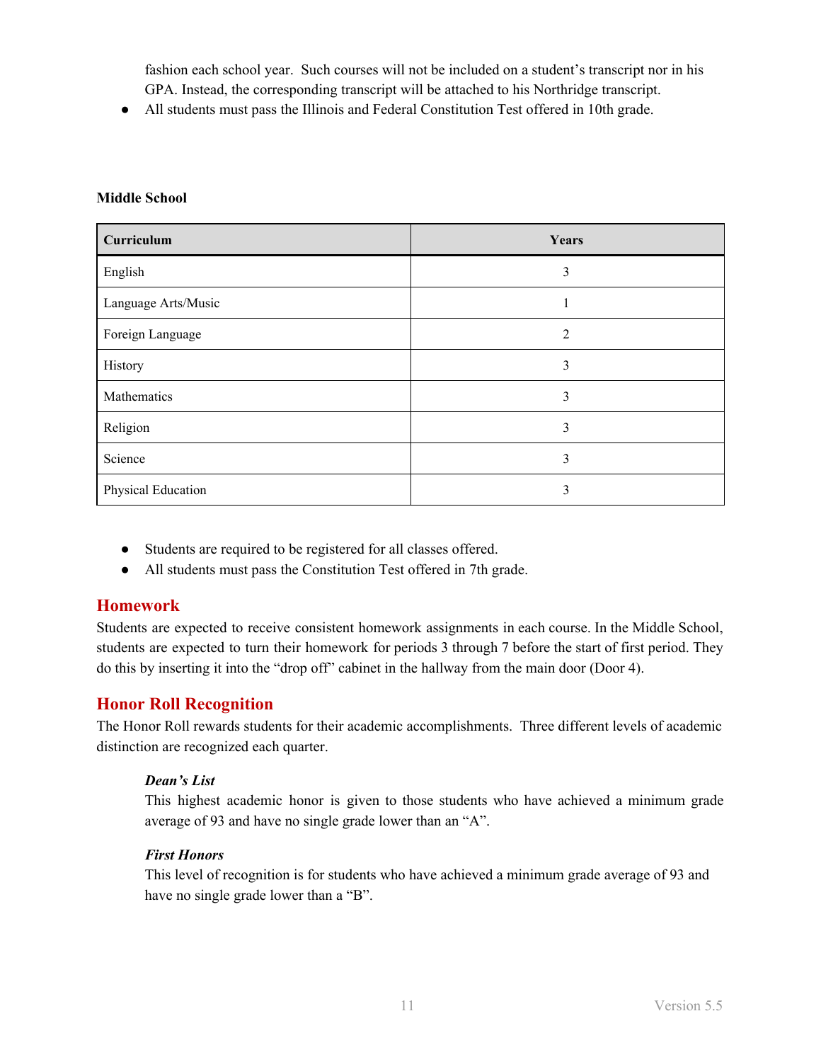fashion each school year. Such courses will not be included on a student's transcript nor in his GPA. Instead, the corresponding transcript will be attached to his Northridge transcript.

- All students must pass the Illinois and Federal Constitution Test offered in 10th grade.

**Middle School**

| Curriculum | Years |
|---|---|
| English | 3 |
| Language Arts/Music | 1 |
| Foreign Language | 2 |
| History | 3 |
| Mathematics | 3 |
| Religion | 3 |
| Science | 3 |
| Physical Education | 3 |

- Students are required to be registered for all classes offered.
- All students must pass the Constitution Test offered in 7th grade.

## Homework

Students are expected to receive consistent homework assignments in each course. In the Middle School, students are expected to turn their homework for periods 3 through 7 before the start of first period. They do this by inserting it into the "drop off" cabinet in the hallway from the main door (Door 4).

## Honor Roll Recognition

The Honor Roll rewards students for their academic accomplishments. Three different levels of academic distinction are recognized each quarter.

***Dean's List***

This highest academic honor is given to those students who have achieved a minimum grade average of 93 and have no single grade lower than an "A".

***First Honors***

This level of recognition is for students who have achieved a minimum grade average of 93 and have no single grade lower than a "B".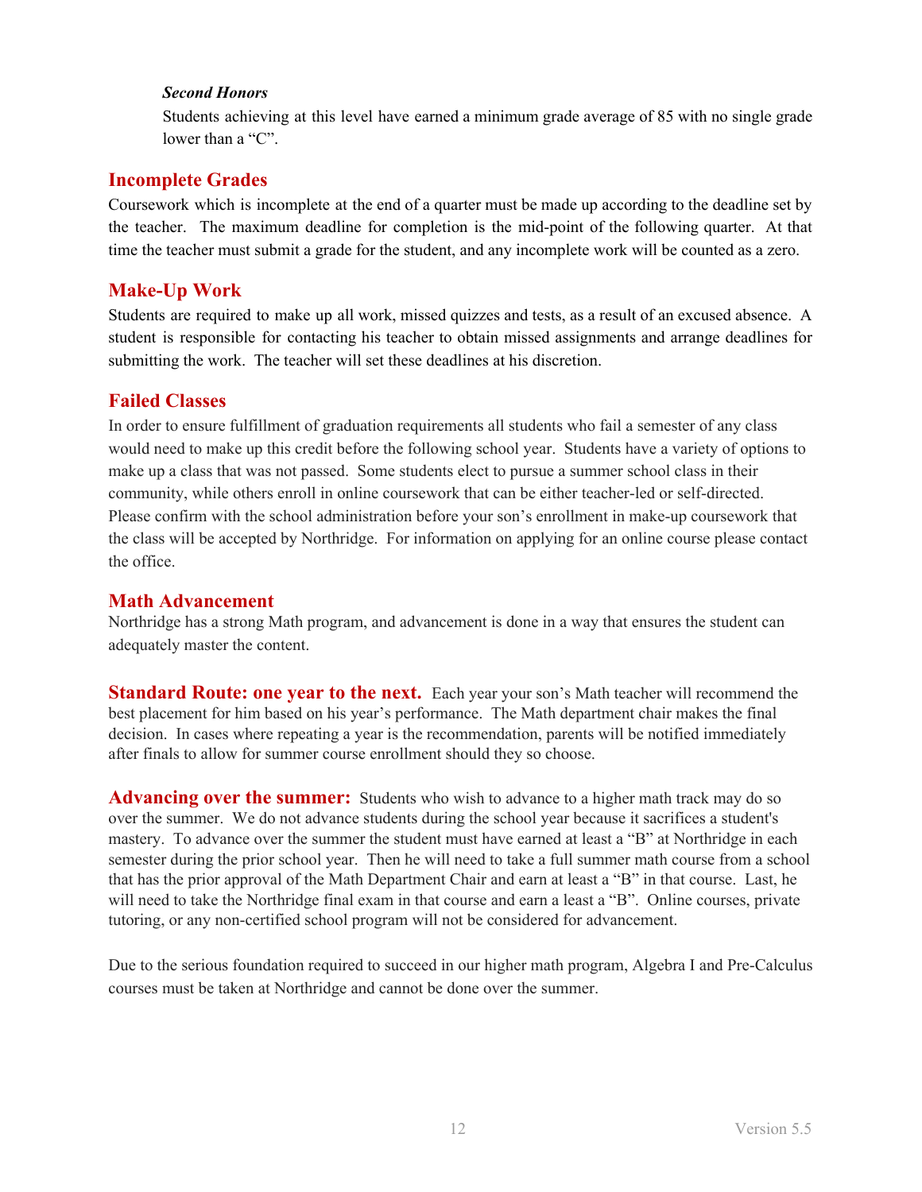***Second Honors***

Students achieving at this level have earned a minimum grade average of 85 with no single grade lower than a "C".

## Incomplete Grades

Coursework which is incomplete at the end of a quarter must be made up according to the deadline set by the teacher. The maximum deadline for completion is the mid-point of the following quarter. At that time the teacher must submit a grade for the student, and any incomplete work will be counted as a zero.

## Make-Up Work

Students are required to make up all work, missed quizzes and tests, as a result of an excused absence. A student is responsible for contacting his teacher to obtain missed assignments and arrange deadlines for submitting the work. The teacher will set these deadlines at his discretion.

## Failed Classes

In order to ensure fulfillment of graduation requirements all students who fail a semester of any class would need to make up this credit before the following school year. Students have a variety of options to make up a class that was not passed. Some students elect to pursue a summer school class in their community, while others enroll in online coursework that can be either teacher-led or self-directed. Please confirm with the school administration before your son's enrollment in make-up coursework that the class will be accepted by Northridge. For information on applying for an online course please contact the office.

## Math Advancement

Northridge has a strong Math program, and advancement is done in a way that ensures the student can adequately master the content.

**Standard Route: one year to the next.** Each year your son's Math teacher will recommend the best placement for him based on his year's performance. The Math department chair makes the final decision. In cases where repeating a year is the recommendation, parents will be notified immediately after finals to allow for summer course enrollment should they so choose.

**Advancing over the summer:** Students who wish to advance to a higher math track may do so over the summer. We do not advance students during the school year because it sacrifices a student's mastery. To advance over the summer the student must have earned at least a "B" at Northridge in each semester during the prior school year. Then he will need to take a full summer math course from a school that has the prior approval of the Math Department Chair and earn at least a "B" in that course. Last, he will need to take the Northridge final exam in that course and earn a least a "B". Online courses, private tutoring, or any non-certified school program will not be considered for advancement.

Due to the serious foundation required to succeed in our higher math program, Algebra I and Pre-Calculus courses must be taken at Northridge and cannot be done over the summer.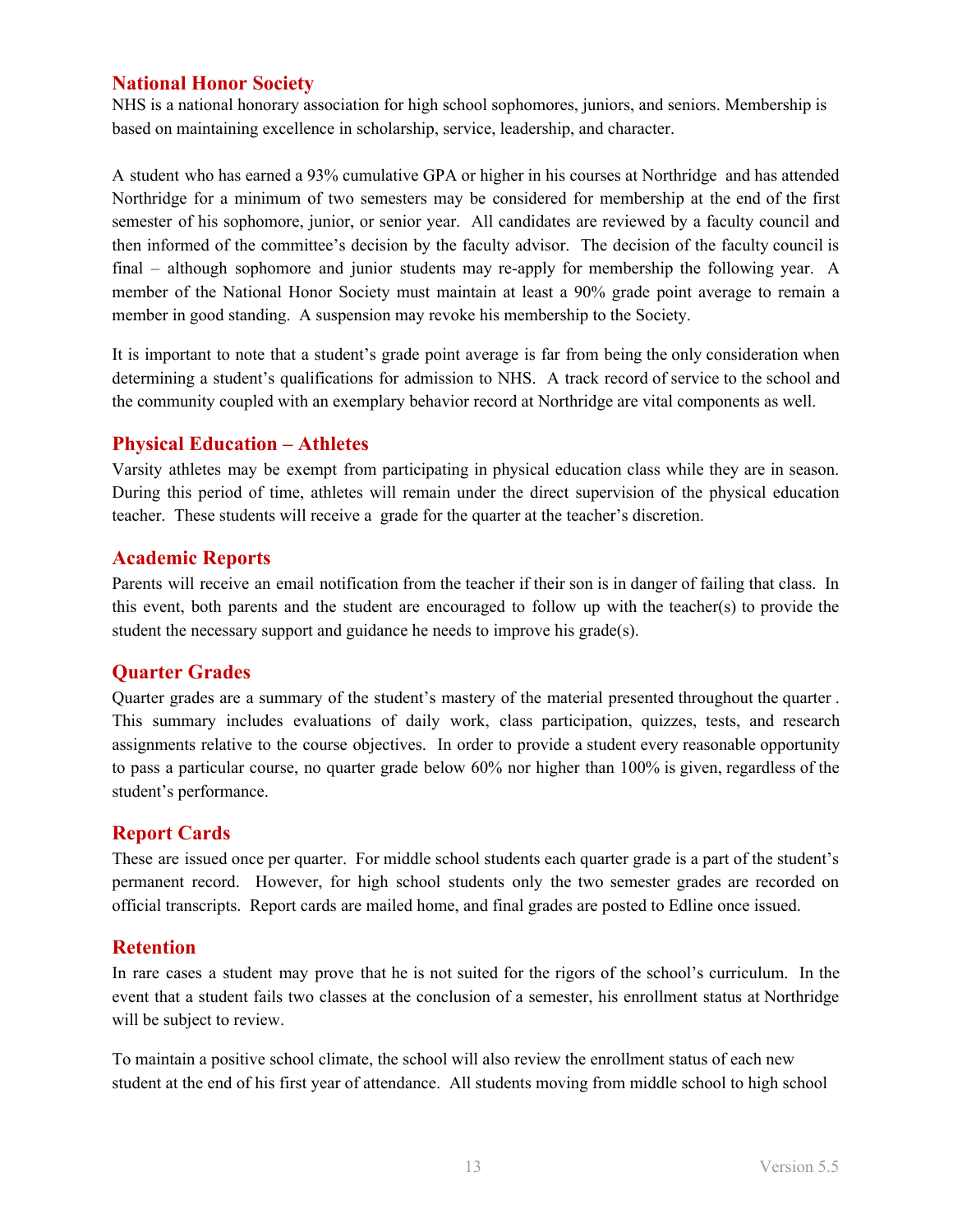## National Honor Society

NHS is a national honorary association for high school sophomores, juniors, and seniors. Membership is based on maintaining excellence in scholarship, service, leadership, and character.

A student who has earned a 93% cumulative GPA or higher in his courses at Northridge and has attended Northridge for a minimum of two semesters may be considered for membership at the end of the first semester of his sophomore, junior, or senior year. All candidates are reviewed by a faculty council and then informed of the committee's decision by the faculty advisor. The decision of the faculty council is final – although sophomore and junior students may re-apply for membership the following year. A member of the National Honor Society must maintain at least a 90% grade point average to remain a member in good standing. A suspension may revoke his membership to the Society.

It is important to note that a student's grade point average is far from being the only consideration when determining a student's qualifications for admission to NHS. A track record of service to the school and the community coupled with an exemplary behavior record at Northridge are vital components as well.

## Physical Education – Athletes

Varsity athletes may be exempt from participating in physical education class while they are in season. During this period of time, athletes will remain under the direct supervision of the physical education teacher. These students will receive a grade for the quarter at the teacher's discretion.

## Academic Reports

Parents will receive an email notification from the teacher if their son is in danger of failing that class. In this event, both parents and the student are encouraged to follow up with the teacher(s) to provide the student the necessary support and guidance he needs to improve his grade(s).

## Quarter Grades

Quarter grades are a summary of the student's mastery of the material presented throughout the quarter . This summary includes evaluations of daily work, class participation, quizzes, tests, and research assignments relative to the course objectives. In order to provide a student every reasonable opportunity to pass a particular course, no quarter grade below 60% nor higher than 100% is given, regardless of the student's performance.

## Report Cards

These are issued once per quarter. For middle school students each quarter grade is a part of the student's permanent record. However, for high school students only the two semester grades are recorded on official transcripts. Report cards are mailed home, and final grades are posted to Edline once issued.

## Retention

In rare cases a student may prove that he is not suited for the rigors of the school's curriculum. In the event that a student fails two classes at the conclusion of a semester, his enrollment status at Northridge will be subject to review.

To maintain a positive school climate, the school will also review the enrollment status of each new student at the end of his first year of attendance. All students moving from middle school to high school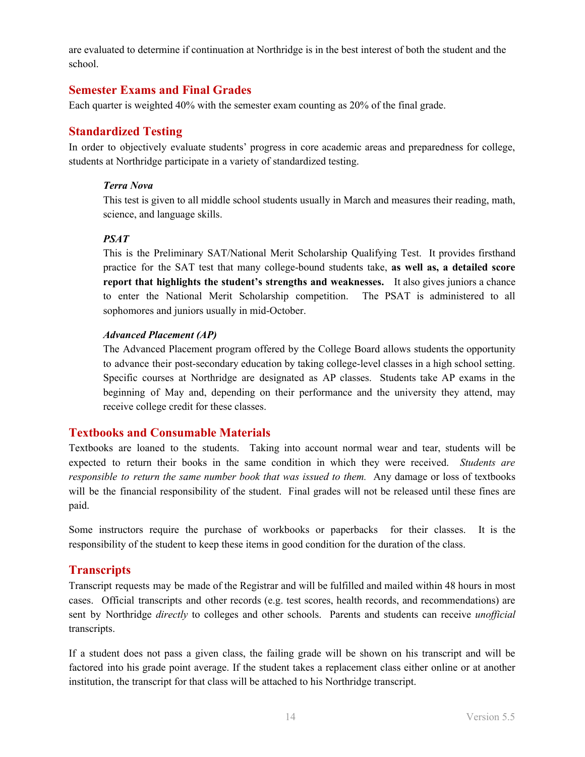are evaluated to determine if continuation at Northridge is in the best interest of both the student and the school.

## Semester Exams and Final Grades

Each quarter is weighted 40% with the semester exam counting as 20% of the final grade.

## Standardized Testing

In order to objectively evaluate students' progress in core academic areas and preparedness for college, students at Northridge participate in a variety of standardized testing.

***Terra Nova***

This test is given to all middle school students usually in March and measures their reading, math, science, and language skills.

***PSAT***

This is the Preliminary SAT/National Merit Scholarship Qualifying Test. It provides firsthand practice for the SAT test that many college-bound students take, **as well as, a detailed score report that highlights the student's strengths and weaknesses.** It also gives juniors a chance to enter the National Merit Scholarship competition. The PSAT is administered to all sophomores and juniors usually in mid-October.

***Advanced Placement (AP)***

The Advanced Placement program offered by the College Board allows students the opportunity to advance their post-secondary education by taking college-level classes in a high school setting. Specific courses at Northridge are designated as AP classes. Students take AP exams in the beginning of May and, depending on their performance and the university they attend, may receive college credit for these classes.

## Textbooks and Consumable Materials

Textbooks are loaned to the students. Taking into account normal wear and tear, students will be expected to return their books in the same condition in which they were received. *Students are responsible to return the same number book that was issued to them.* Any damage or loss of textbooks will be the financial responsibility of the student. Final grades will not be released until these fines are paid.

Some instructors require the purchase of workbooks or paperbacks for their classes. It is the responsibility of the student to keep these items in good condition for the duration of the class.

## Transcripts

Transcript requests may be made of the Registrar and will be fulfilled and mailed within 48 hours in most cases. Official transcripts and other records (e.g. test scores, health records, and recommendations) are sent by Northridge *directly* to colleges and other schools. Parents and students can receive *unofficial* transcripts.

If a student does not pass a given class, the failing grade will be shown on his transcript and will be factored into his grade point average. If the student takes a replacement class either online or at another institution, the transcript for that class will be attached to his Northridge transcript.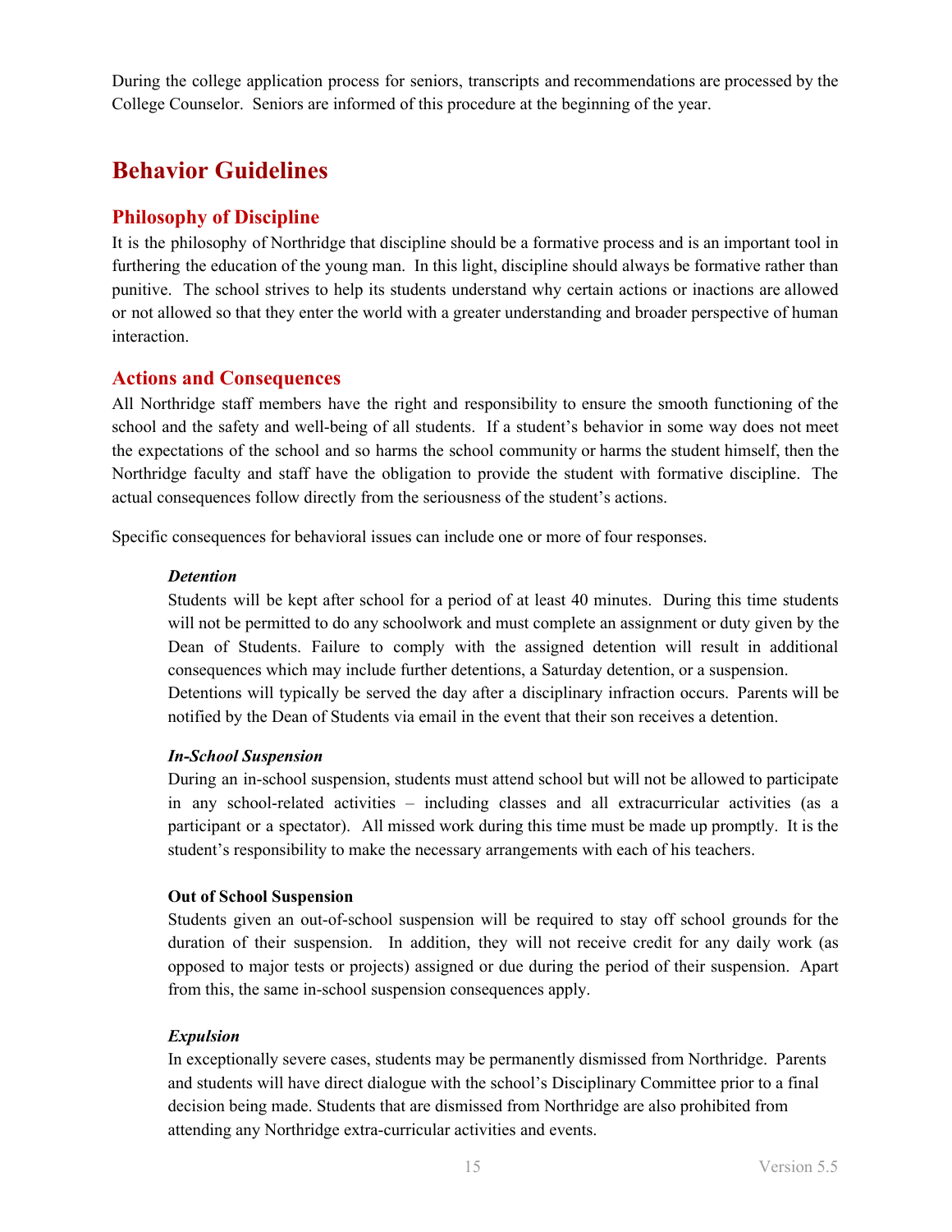During the college application process for seniors, transcripts and recommendations are processed by the College Counselor. Seniors are informed of this procedure at the beginning of the year.

# Behavior Guidelines

## Philosophy of Discipline

It is the philosophy of Northridge that discipline should be a formative process and is an important tool in furthering the education of the young man. In this light, discipline should always be formative rather than punitive. The school strives to help its students understand why certain actions or inactions are allowed or not allowed so that they enter the world with a greater understanding and broader perspective of human interaction.

## Actions and Consequences

All Northridge staff members have the right and responsibility to ensure the smooth functioning of the school and the safety and well-being of all students. If a student's behavior in some way does not meet the expectations of the school and so harms the school community or harms the student himself, then the Northridge faculty and staff have the obligation to provide the student with formative discipline. The actual consequences follow directly from the seriousness of the student's actions.

Specific consequences for behavioral issues can include one or more of four responses.

***Detention***

Students will be kept after school for a period of at least 40 minutes. During this time students will not be permitted to do any schoolwork and must complete an assignment or duty given by the Dean of Students. Failure to comply with the assigned detention will result in additional consequences which may include further detentions, a Saturday detention, or a suspension. Detentions will typically be served the day after a disciplinary infraction occurs. Parents will be notified by the Dean of Students via email in the event that their son receives a detention.

***In-School Suspension***

During an in-school suspension, students must attend school but will not be allowed to participate in any school-related activities – including classes and all extracurricular activities (as a participant or a spectator). All missed work during this time must be made up promptly. It is the student's responsibility to make the necessary arrangements with each of his teachers.

**Out of School Suspension**

Students given an out-of-school suspension will be required to stay off school grounds for the duration of their suspension. In addition, they will not receive credit for any daily work (as opposed to major tests or projects) assigned or due during the period of their suspension. Apart from this, the same in-school suspension consequences apply.

***Expulsion***

In exceptionally severe cases, students may be permanently dismissed from Northridge. Parents and students will have direct dialogue with the school's Disciplinary Committee prior to a final decision being made. Students that are dismissed from Northridge are also prohibited from attending any Northridge extra-curricular activities and events.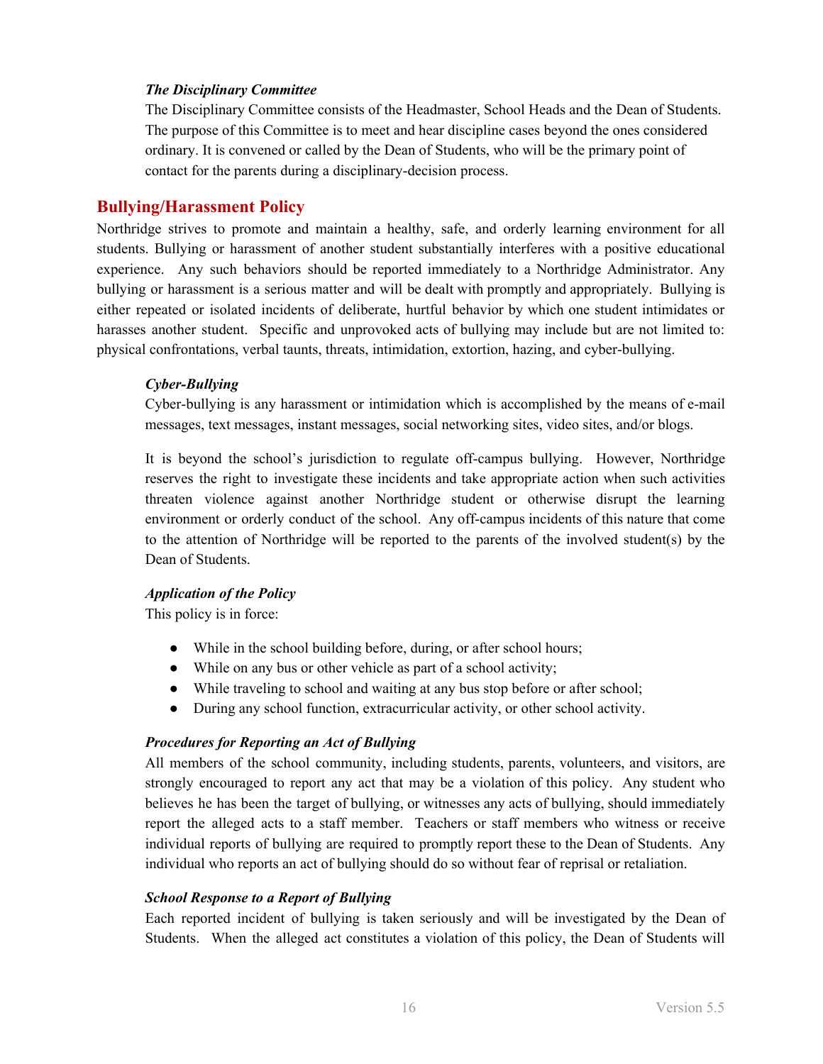### *The Disciplinary Committee*

The Disciplinary Committee consists of the Headmaster, School Heads and the Dean of Students. The purpose of this Committee is to meet and hear discipline cases beyond the ones considered ordinary. It is convened or called by the Dean of Students, who will be the primary point of contact for the parents during a disciplinary-decision process.

## Bullying/Harassment Policy

Northridge strives to promote and maintain a healthy, safe, and orderly learning environment for all students. Bullying or harassment of another student substantially interferes with a positive educational experience. Any such behaviors should be reported immediately to a Northridge Administrator. Any bullying or harassment is a serious matter and will be dealt with promptly and appropriately. Bullying is either repeated or isolated incidents of deliberate, hurtful behavior by which one student intimidates or harasses another student. Specific and unprovoked acts of bullying may include but are not limited to: physical confrontations, verbal taunts, threats, intimidation, extortion, hazing, and cyber-bullying.

### *Cyber-Bullying*

Cyber-bullying is any harassment or intimidation which is accomplished by the means of e-mail messages, text messages, instant messages, social networking sites, video sites, and/or blogs.

It is beyond the school's jurisdiction to regulate off-campus bullying. However, Northridge reserves the right to investigate these incidents and take appropriate action when such activities threaten violence against another Northridge student or otherwise disrupt the learning environment or orderly conduct of the school. Any off-campus incidents of this nature that come to the attention of Northridge will be reported to the parents of the involved student(s) by the Dean of Students.

### *Application of the Policy*

This policy is in force:

- While in the school building before, during, or after school hours;
- While on any bus or other vehicle as part of a school activity;
- While traveling to school and waiting at any bus stop before or after school;
- During any school function, extracurricular activity, or other school activity.

### *Procedures for Reporting an Act of Bullying*

All members of the school community, including students, parents, volunteers, and visitors, are strongly encouraged to report any act that may be a violation of this policy. Any student who believes he has been the target of bullying, or witnesses any acts of bullying, should immediately report the alleged acts to a staff member. Teachers or staff members who witness or receive individual reports of bullying are required to promptly report these to the Dean of Students. Any individual who reports an act of bullying should do so without fear of reprisal or retaliation.

### *School Response to a Report of Bullying*

Each reported incident of bullying is taken seriously and will be investigated by the Dean of Students. When the alleged act constitutes a violation of this policy, the Dean of Students will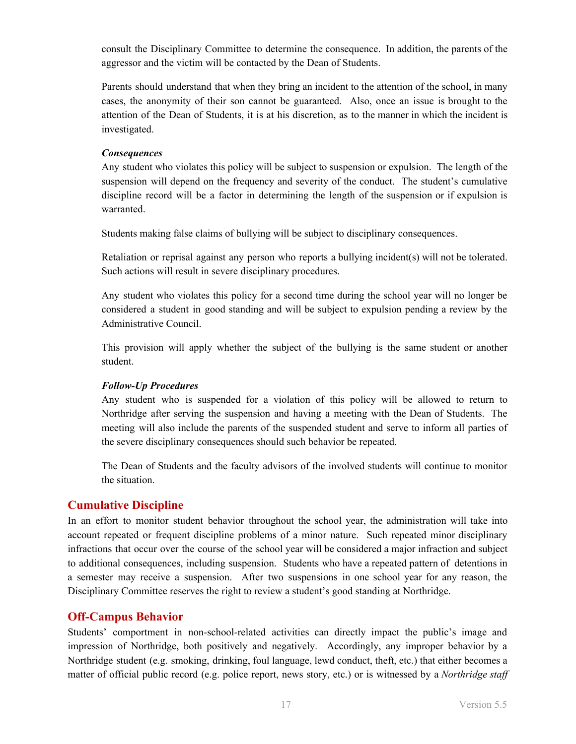consult the Disciplinary Committee to determine the consequence. In addition, the parents of the aggressor and the victim will be contacted by the Dean of Students.

Parents should understand that when they bring an incident to the attention of the school, in many cases, the anonymity of their son cannot be guaranteed. Also, once an issue is brought to the attention of the Dean of Students, it is at his discretion, as to the manner in which the incident is investigated.

***Consequences***

Any student who violates this policy will be subject to suspension or expulsion. The length of the suspension will depend on the frequency and severity of the conduct. The student's cumulative discipline record will be a factor in determining the length of the suspension or if expulsion is warranted.

Students making false claims of bullying will be subject to disciplinary consequences.

Retaliation or reprisal against any person who reports a bullying incident(s) will not be tolerated. Such actions will result in severe disciplinary procedures.

Any student who violates this policy for a second time during the school year will no longer be considered a student in good standing and will be subject to expulsion pending a review by the Administrative Council.

This provision will apply whether the subject of the bullying is the same student or another student.

***Follow-Up Procedures***

Any student who is suspended for a violation of this policy will be allowed to return to Northridge after serving the suspension and having a meeting with the Dean of Students. The meeting will also include the parents of the suspended student and serve to inform all parties of the severe disciplinary consequences should such behavior be repeated.

The Dean of Students and the faculty advisors of the involved students will continue to monitor the situation.

## Cumulative Discipline

In an effort to monitor student behavior throughout the school year, the administration will take into account repeated or frequent discipline problems of a minor nature. Such repeated minor disciplinary infractions that occur over the course of the school year will be considered a major infraction and subject to additional consequences, including suspension. Students who have a repeated pattern of detentions in a semester may receive a suspension. After two suspensions in one school year for any reason, the Disciplinary Committee reserves the right to review a student's good standing at Northridge.

## Off-Campus Behavior

Students' comportment in non-school-related activities can directly impact the public's image and impression of Northridge, both positively and negatively. Accordingly, any improper behavior by a Northridge student (e.g. smoking, drinking, foul language, lewd conduct, theft, etc.) that either becomes a matter of official public record (e.g. police report, news story, etc.) or is witnessed by a *Northridge staff*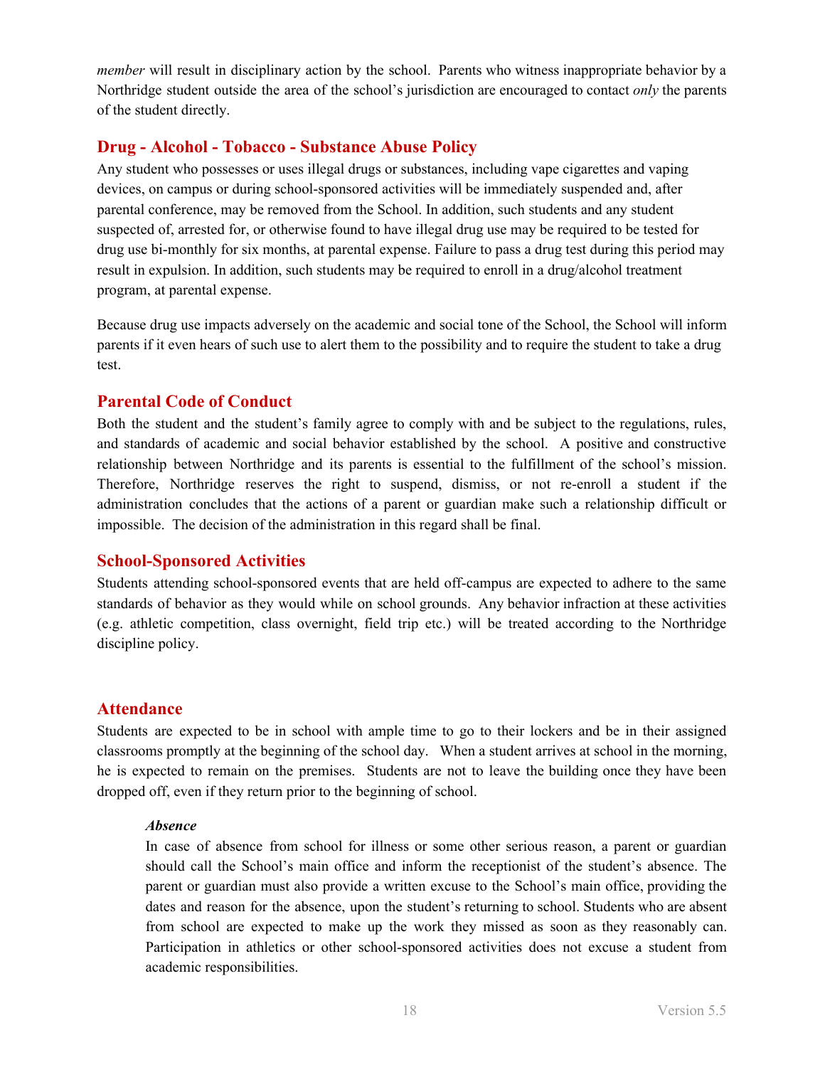*member* will result in disciplinary action by the school. Parents who witness inappropriate behavior by a Northridge student outside the area of the school's jurisdiction are encouraged to contact *only* the parents of the student directly.

## Drug - Alcohol - Tobacco - Substance Abuse Policy

Any student who possesses or uses illegal drugs or substances, including vape cigarettes and vaping devices, on campus or during school-sponsored activities will be immediately suspended and, after parental conference, may be removed from the School. In addition, such students and any student suspected of, arrested for, or otherwise found to have illegal drug use may be required to be tested for drug use bi-monthly for six months, at parental expense. Failure to pass a drug test during this period may result in expulsion. In addition, such students may be required to enroll in a drug/alcohol treatment program, at parental expense.

Because drug use impacts adversely on the academic and social tone of the School, the School will inform parents if it even hears of such use to alert them to the possibility and to require the student to take a drug test.

## Parental Code of Conduct

Both the student and the student's family agree to comply with and be subject to the regulations, rules, and standards of academic and social behavior established by the school. A positive and constructive relationship between Northridge and its parents is essential to the fulfillment of the school's mission. Therefore, Northridge reserves the right to suspend, dismiss, or not re-enroll a student if the administration concludes that the actions of a parent or guardian make such a relationship difficult or impossible. The decision of the administration in this regard shall be final.

## School-Sponsored Activities

Students attending school-sponsored events that are held off-campus are expected to adhere to the same standards of behavior as they would while on school grounds. Any behavior infraction at these activities (e.g. athletic competition, class overnight, field trip etc.) will be treated according to the Northridge discipline policy.

## Attendance

Students are expected to be in school with ample time to go to their lockers and be in their assigned classrooms promptly at the beginning of the school day. When a student arrives at school in the morning, he is expected to remain on the premises. Students are not to leave the building once they have been dropped off, even if they return prior to the beginning of school.

### *Absence*

In case of absence from school for illness or some other serious reason, a parent or guardian should call the School's main office and inform the receptionist of the student's absence. The parent or guardian must also provide a written excuse to the School's main office, providing the dates and reason for the absence, upon the student's returning to school. Students who are absent from school are expected to make up the work they missed as soon as they reasonably can. Participation in athletics or other school-sponsored activities does not excuse a student from academic responsibilities.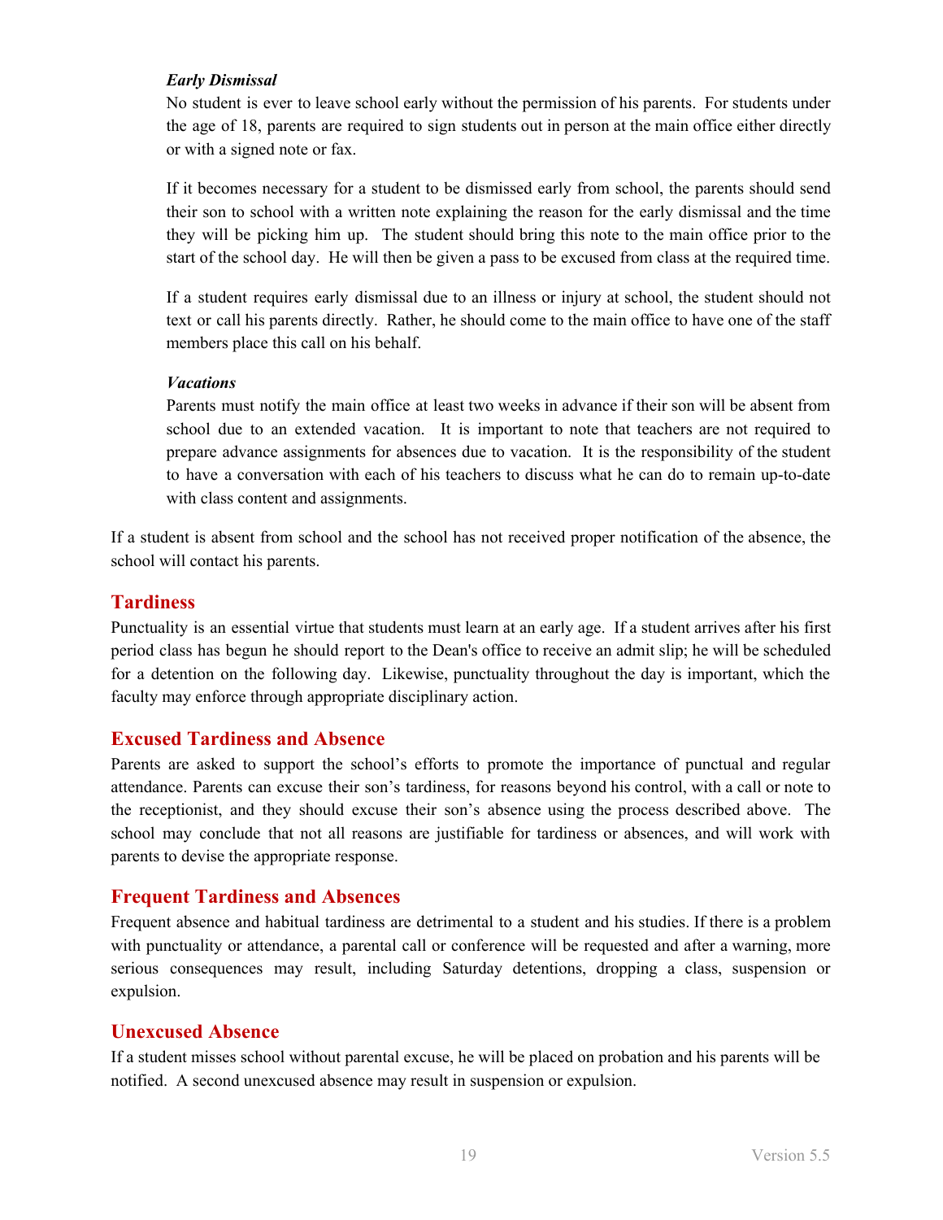#### *Early Dismissal*

No student is ever to leave school early without the permission of his parents. For students under the age of 18, parents are required to sign students out in person at the main office either directly or with a signed note or fax.

If it becomes necessary for a student to be dismissed early from school, the parents should send their son to school with a written note explaining the reason for the early dismissal and the time they will be picking him up. The student should bring this note to the main office prior to the start of the school day. He will then be given a pass to be excused from class at the required time.

If a student requires early dismissal due to an illness or injury at school, the student should not text or call his parents directly. Rather, he should come to the main office to have one of the staff members place this call on his behalf.

#### *Vacations*

Parents must notify the main office at least two weeks in advance if their son will be absent from school due to an extended vacation. It is important to note that teachers are not required to prepare advance assignments for absences due to vacation. It is the responsibility of the student to have a conversation with each of his teachers to discuss what he can do to remain up-to-date with class content and assignments.

If a student is absent from school and the school has not received proper notification of the absence, the school will contact his parents.

## Tardiness

Punctuality is an essential virtue that students must learn at an early age. If a student arrives after his first period class has begun he should report to the Dean's office to receive an admit slip; he will be scheduled for a detention on the following day. Likewise, punctuality throughout the day is important, which the faculty may enforce through appropriate disciplinary action.

## Excused Tardiness and Absence

Parents are asked to support the school's efforts to promote the importance of punctual and regular attendance. Parents can excuse their son's tardiness, for reasons beyond his control, with a call or note to the receptionist, and they should excuse their son's absence using the process described above. The school may conclude that not all reasons are justifiable for tardiness or absences, and will work with parents to devise the appropriate response.

## Frequent Tardiness and Absences

Frequent absence and habitual tardiness are detrimental to a student and his studies. If there is a problem with punctuality or attendance, a parental call or conference will be requested and after a warning, more serious consequences may result, including Saturday detentions, dropping a class, suspension or expulsion.

## Unexcused Absence

If a student misses school without parental excuse, he will be placed on probation and his parents will be notified. A second unexcused absence may result in suspension or expulsion.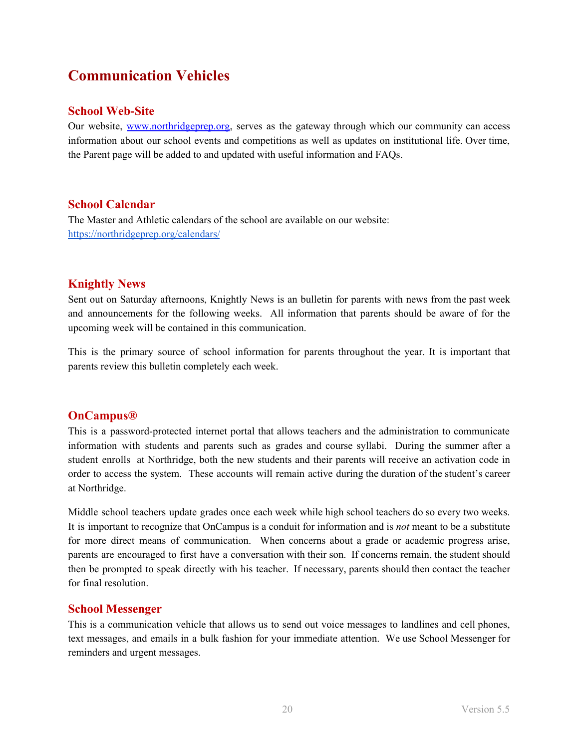# Communication Vehicles

## School Web-Site

Our website, www.northridgeprep.org, serves as the gateway through which our community can access information about our school events and competitions as well as updates on institutional life. Over time, the Parent page will be added to and updated with useful information and FAQs.

## School Calendar

The Master and Athletic calendars of the school are available on our website: https://northridgeprep.org/calendars/

## Knightly News

Sent out on Saturday afternoons, Knightly News is an bulletin for parents with news from the past week and announcements for the following weeks. All information that parents should be aware of for the upcoming week will be contained in this communication.

This is the primary source of school information for parents throughout the year. It is important that parents review this bulletin completely each week.

## OnCampus®

This is a password-protected internet portal that allows teachers and the administration to communicate information with students and parents such as grades and course syllabi. During the summer after a student enrolls at Northridge, both the new students and their parents will receive an activation code in order to access the system. These accounts will remain active during the duration of the student's career at Northridge.

Middle school teachers update grades once each week while high school teachers do so every two weeks. It is important to recognize that OnCampus is a conduit for information and is *not* meant to be a substitute for more direct means of communication. When concerns about a grade or academic progress arise, parents are encouraged to first have a conversation with their son. If concerns remain, the student should then be prompted to speak directly with his teacher. If necessary, parents should then contact the teacher for final resolution.

## School Messenger

This is a communication vehicle that allows us to send out voice messages to landlines and cell phones, text messages, and emails in a bulk fashion for your immediate attention. We use School Messenger for reminders and urgent messages.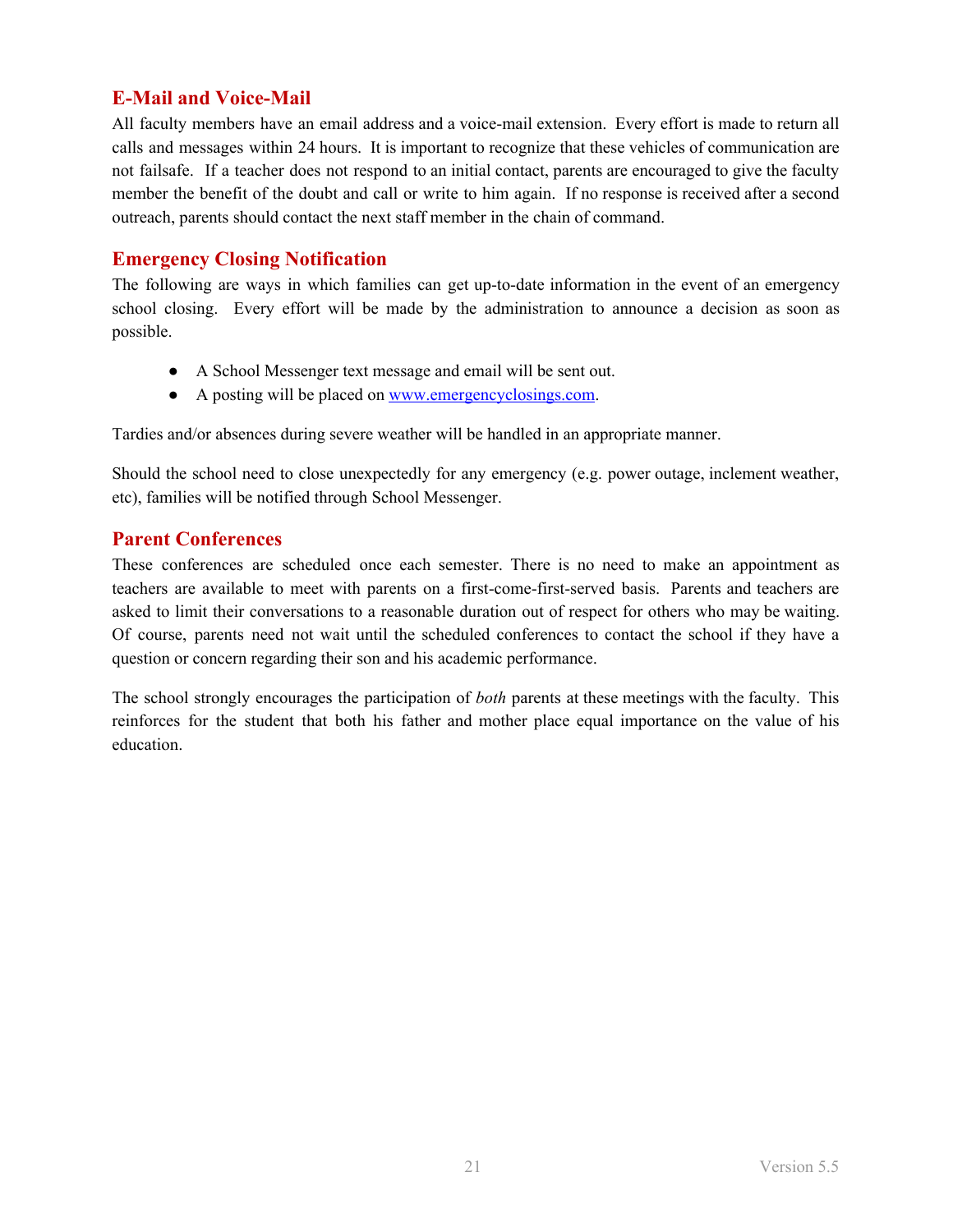## E-Mail and Voice-Mail

All faculty members have an email address and a voice-mail extension. Every effort is made to return all calls and messages within 24 hours. It is important to recognize that these vehicles of communication are not failsafe. If a teacher does not respond to an initial contact, parents are encouraged to give the faculty member the benefit of the doubt and call or write to him again. If no response is received after a second outreach, parents should contact the next staff member in the chain of command.

## Emergency Closing Notification

The following are ways in which families can get up-to-date information in the event of an emergency school closing. Every effort will be made by the administration to announce a decision as soon as possible.

- A School Messenger text message and email will be sent out.
- A posting will be placed on [www.emergencyclosings.com](http://www.emergencyclosings.com).

Tardies and/or absences during severe weather will be handled in an appropriate manner.

Should the school need to close unexpectedly for any emergency (e.g. power outage, inclement weather, etc), families will be notified through School Messenger.

## Parent Conferences

These conferences are scheduled once each semester. There is no need to make an appointment as teachers are available to meet with parents on a first-come-first-served basis. Parents and teachers are asked to limit their conversations to a reasonable duration out of respect for others who may be waiting. Of course, parents need not wait until the scheduled conferences to contact the school if they have a question or concern regarding their son and his academic performance.

The school strongly encourages the participation of *both* parents at these meetings with the faculty. This reinforces for the student that both his father and mother place equal importance on the value of his education.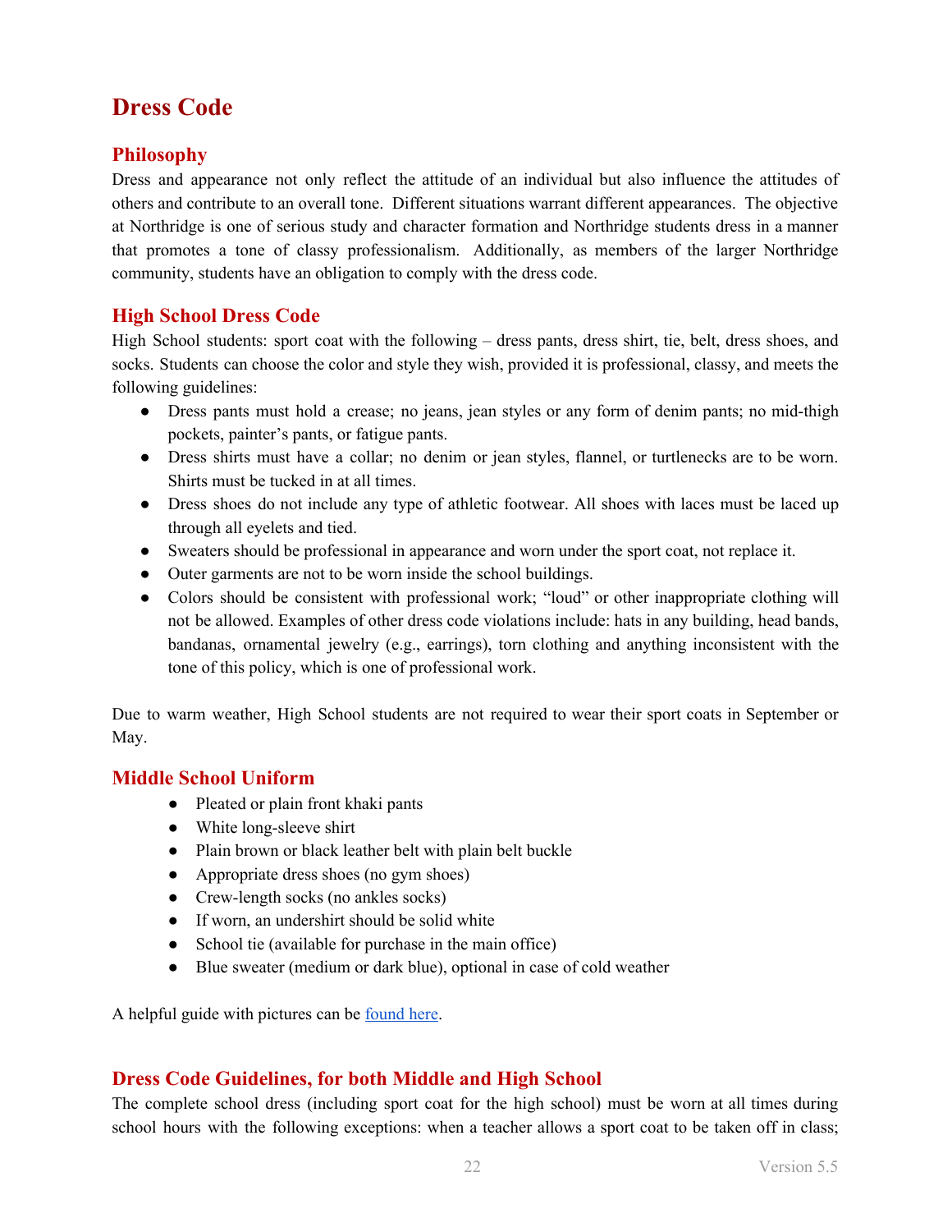# Dress Code

## Philosophy

Dress and appearance not only reflect the attitude of an individual but also influence the attitudes of others and contribute to an overall tone. Different situations warrant different appearances. The objective at Northridge is one of serious study and character formation and Northridge students dress in a manner that promotes a tone of classy professionalism. Additionally, as members of the larger Northridge community, students have an obligation to comply with the dress code.

## High School Dress Code

High School students: sport coat with the following – dress pants, dress shirt, tie, belt, dress shoes, and socks. Students can choose the color and style they wish, provided it is professional, classy, and meets the following guidelines:

- Dress pants must hold a crease; no jeans, jean styles or any form of denim pants; no mid-thigh pockets, painter's pants, or fatigue pants.
- Dress shirts must have a collar; no denim or jean styles, flannel, or turtlenecks are to be worn. Shirts must be tucked in at all times.
- Dress shoes do not include any type of athletic footwear. All shoes with laces must be laced up through all eyelets and tied.
- Sweaters should be professional in appearance and worn under the sport coat, not replace it.
- Outer garments are not to be worn inside the school buildings.
- Colors should be consistent with professional work; "loud" or other inappropriate clothing will not be allowed. Examples of other dress code violations include: hats in any building, head bands, bandanas, ornamental jewelry (e.g., earrings), torn clothing and anything inconsistent with the tone of this policy, which is one of professional work.

Due to warm weather, High School students are not required to wear their sport coats in September or May.

## Middle School Uniform

- Pleated or plain front khaki pants
- White long-sleeve shirt
- Plain brown or black leather belt with plain belt buckle
- Appropriate dress shoes (no gym shoes)
- Crew-length socks (no ankles socks)
- If worn, an undershirt should be solid white
- School tie (available for purchase in the main office)
- Blue sweater (medium or dark blue), optional in case of cold weather

A helpful guide with pictures can be found here.

## Dress Code Guidelines, for both Middle and High School

The complete school dress (including sport coat for the high school) must be worn at all times during school hours with the following exceptions: when a teacher allows a sport coat to be taken off in class;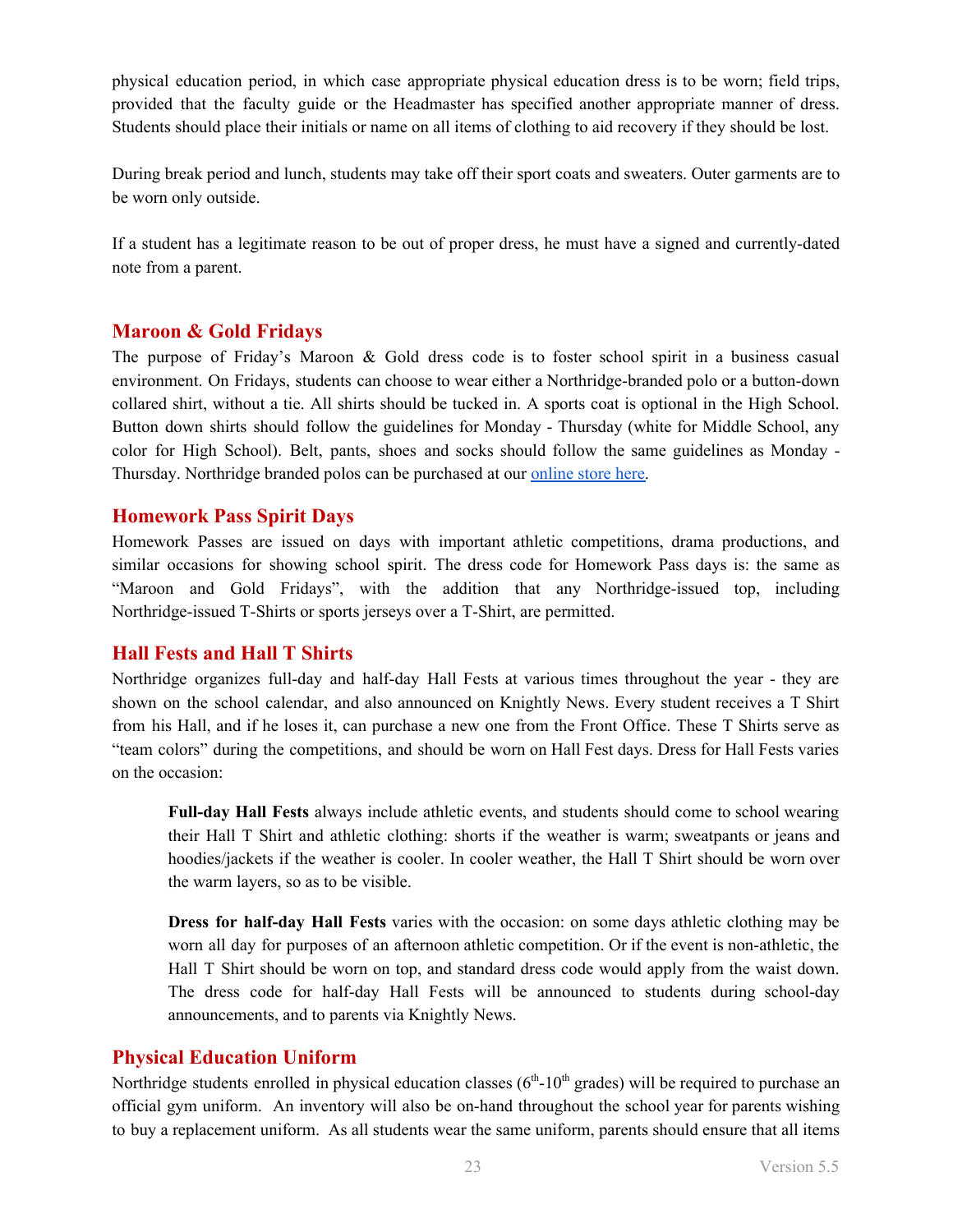physical education period, in which case appropriate physical education dress is to be worn; field trips, provided that the faculty guide or the Headmaster has specified another appropriate manner of dress. Students should place their initials or name on all items of clothing to aid recovery if they should be lost.

During break period and lunch, students may take off their sport coats and sweaters. Outer garments are to be worn only outside.

If a student has a legitimate reason to be out of proper dress, he must have a signed and currently-dated note from a parent.

## Maroon & Gold Fridays

The purpose of Friday's Maroon & Gold dress code is to foster school spirit in a business casual environment. On Fridays, students can choose to wear either a Northridge-branded polo or a button-down collared shirt, without a tie. All shirts should be tucked in. A sports coat is optional in the High School. Button down shirts should follow the guidelines for Monday - Thursday (white for Middle School, any color for High School). Belt, pants, shoes and socks should follow the same guidelines as Monday - Thursday. Northridge branded polos can be purchased at our online store here.

## Homework Pass Spirit Days

Homework Passes are issued on days with important athletic competitions, drama productions, and similar occasions for showing school spirit. The dress code for Homework Pass days is: the same as "Maroon and Gold Fridays", with the addition that any Northridge-issued top, including Northridge-issued T-Shirts or sports jerseys over a T-Shirt, are permitted.

## Hall Fests and Hall T Shirts

Northridge organizes full-day and half-day Hall Fests at various times throughout the year - they are shown on the school calendar, and also announced on Knightly News. Every student receives a T Shirt from his Hall, and if he loses it, can purchase a new one from the Front Office. These T Shirts serve as "team colors" during the competitions, and should be worn on Hall Fest days. Dress for Hall Fests varies on the occasion:

> **Full-day Hall Fests** always include athletic events, and students should come to school wearing their Hall T Shirt and athletic clothing: shorts if the weather is warm; sweatpants or jeans and hoodies/jackets if the weather is cooler. In cooler weather, the Hall T Shirt should be worn over the warm layers, so as to be visible.
>
> **Dress for half-day Hall Fests** varies with the occasion: on some days athletic clothing may be worn all day for purposes of an afternoon athletic competition. Or if the event is non-athletic, the Hall T Shirt should be worn on top, and standard dress code would apply from the waist down. The dress code for half-day Hall Fests will be announced to students during school-day announcements, and to parents via Knightly News.

## Physical Education Uniform

Northridge students enrolled in physical education classes (6th-10th grades) will be required to purchase an official gym uniform. An inventory will also be on-hand throughout the school year for parents wishing to buy a replacement uniform. As all students wear the same uniform, parents should ensure that all items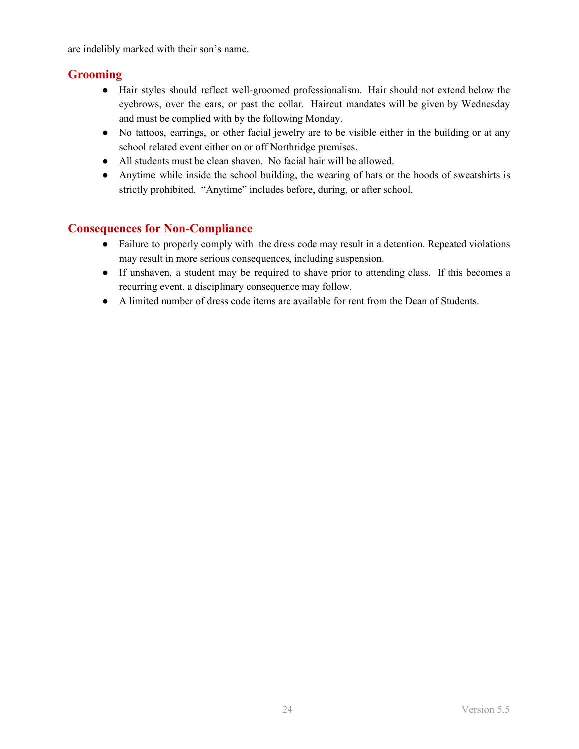are indelibly marked with their son's name.

## Grooming

- Hair styles should reflect well-groomed professionalism. Hair should not extend below the eyebrows, over the ears, or past the collar. Haircut mandates will be given by Wednesday and must be complied with by the following Monday.
- No tattoos, earrings, or other facial jewelry are to be visible either in the building or at any school related event either on or off Northridge premises.
- All students must be clean shaven. No facial hair will be allowed.
- Anytime while inside the school building, the wearing of hats or the hoods of sweatshirts is strictly prohibited. "Anytime" includes before, during, or after school.

## Consequences for Non-Compliance

- Failure to properly comply with the dress code may result in a detention. Repeated violations may result in more serious consequences, including suspension.
- If unshaven, a student may be required to shave prior to attending class. If this becomes a recurring event, a disciplinary consequence may follow.
- A limited number of dress code items are available for rent from the Dean of Students.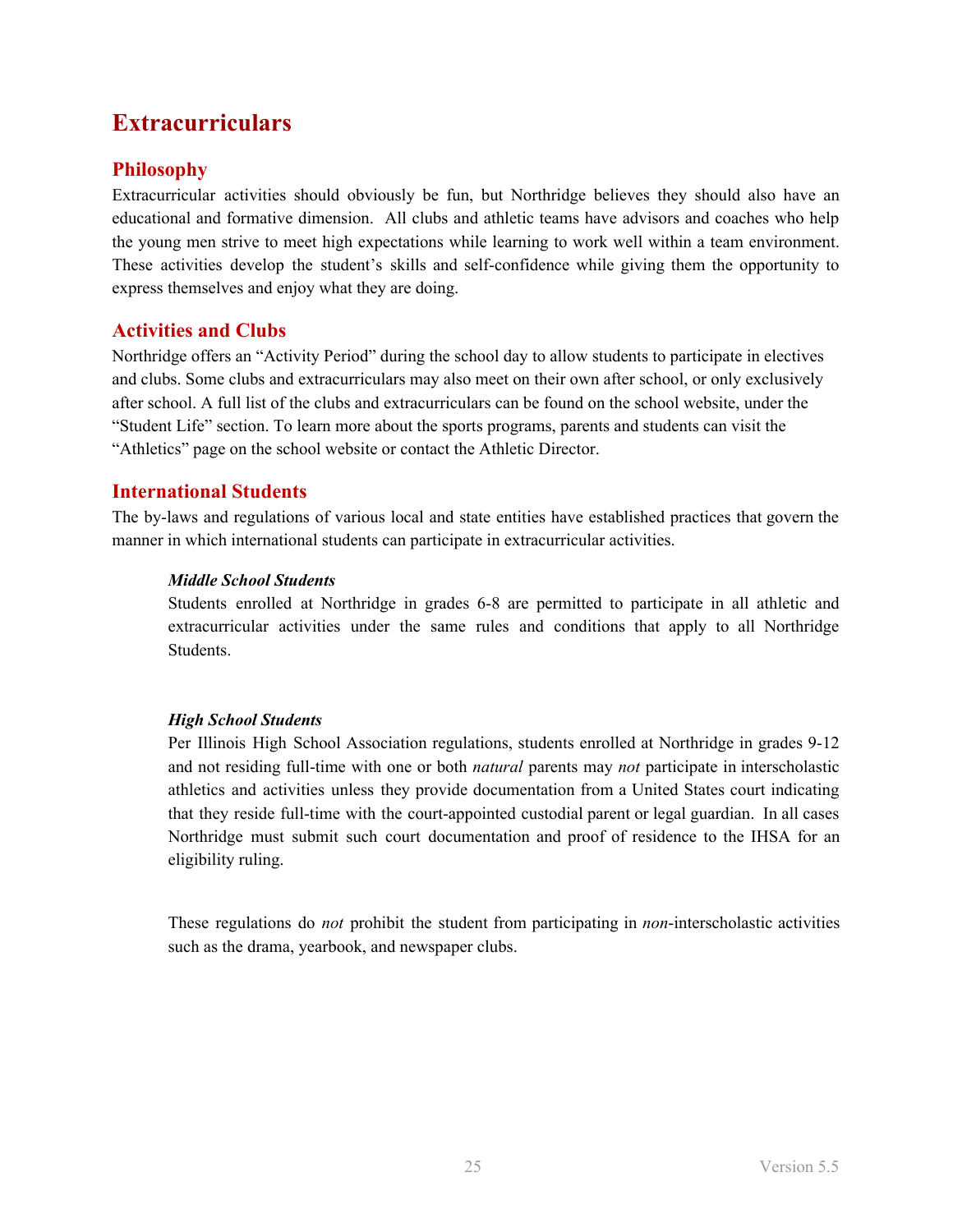# Extracurriculars

## Philosophy

Extracurricular activities should obviously be fun, but Northridge believes they should also have an educational and formative dimension. All clubs and athletic teams have advisors and coaches who help the young men strive to meet high expectations while learning to work well within a team environment. These activities develop the student's skills and self-confidence while giving them the opportunity to express themselves and enjoy what they are doing.

## Activities and Clubs

Northridge offers an "Activity Period" during the school day to allow students to participate in electives and clubs. Some clubs and extracurriculars may also meet on their own after school, or only exclusively after school. A full list of the clubs and extracurriculars can be found on the school website, under the "Student Life" section. To learn more about the sports programs, parents and students can visit the "Athletics" page on the school website or contact the Athletic Director.

## International Students

The by-laws and regulations of various local and state entities have established practices that govern the manner in which international students can participate in extracurricular activities.

### *Middle School Students*

Students enrolled at Northridge in grades 6-8 are permitted to participate in all athletic and extracurricular activities under the same rules and conditions that apply to all Northridge Students.

### *High School Students*

Per Illinois High School Association regulations, students enrolled at Northridge in grades 9-12 and not residing full-time with one or both *natural* parents may *not* participate in interscholastic athletics and activities unless they provide documentation from a United States court indicating that they reside full-time with the court-appointed custodial parent or legal guardian. In all cases Northridge must submit such court documentation and proof of residence to the IHSA for an eligibility ruling.

These regulations do *not* prohibit the student from participating in *non*-interscholastic activities such as the drama, yearbook, and newspaper clubs.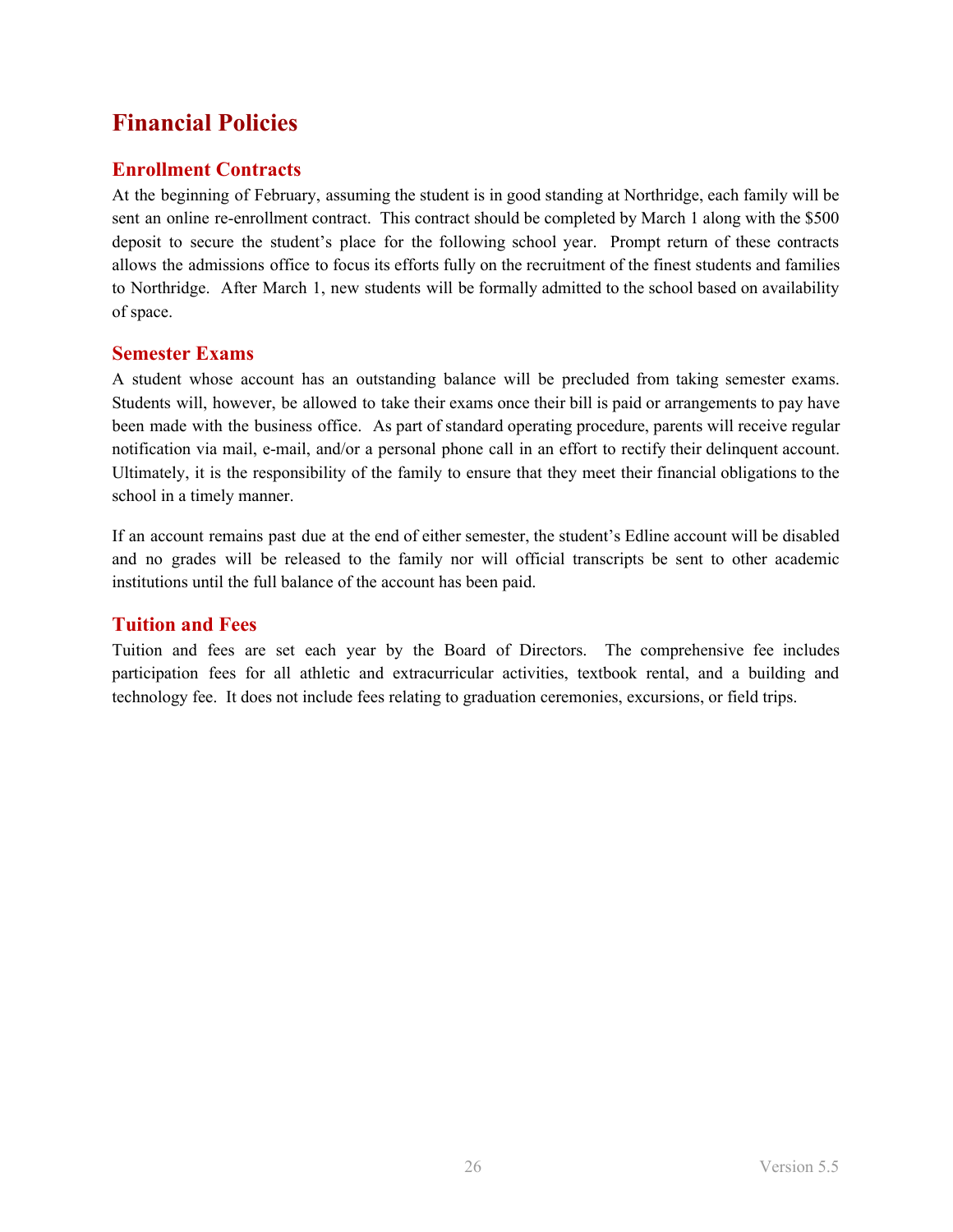# Financial Policies

## Enrollment Contracts

At the beginning of February, assuming the student is in good standing at Northridge, each family will be sent an online re-enrollment contract. This contract should be completed by March 1 along with the $500 deposit to secure the student's place for the following school year. Prompt return of these contracts allows the admissions office to focus its efforts fully on the recruitment of the finest students and families to Northridge. After March 1, new students will be formally admitted to the school based on availability of space.

## Semester Exams

A student whose account has an outstanding balance will be precluded from taking semester exams. Students will, however, be allowed to take their exams once their bill is paid or arrangements to pay have been made with the business office. As part of standard operating procedure, parents will receive regular notification via mail, e-mail, and/or a personal phone call in an effort to rectify their delinquent account. Ultimately, it is the responsibility of the family to ensure that they meet their financial obligations to the school in a timely manner.

If an account remains past due at the end of either semester, the student's Edline account will be disabled and no grades will be released to the family nor will official transcripts be sent to other academic institutions until the full balance of the account has been paid.

## Tuition and Fees

Tuition and fees are set each year by the Board of Directors. The comprehensive fee includes participation fees for all athletic and extracurricular activities, textbook rental, and a building and technology fee. It does not include fees relating to graduation ceremonies, excursions, or field trips.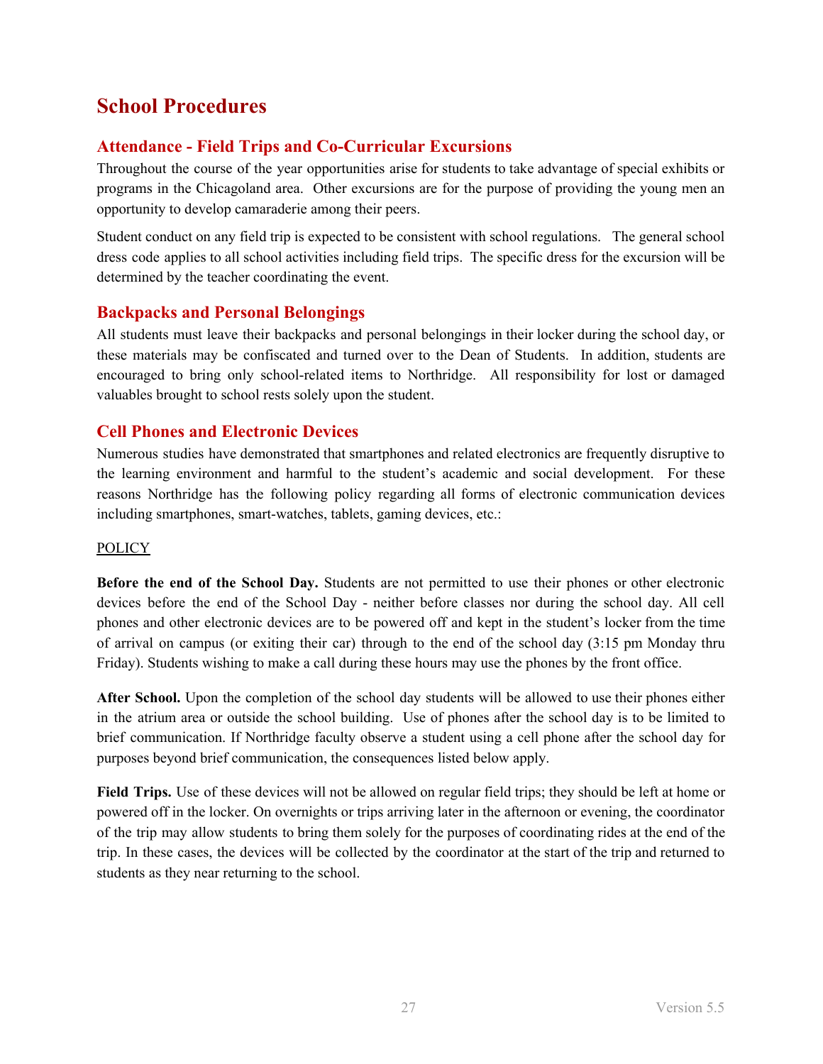# School Procedures

## Attendance - Field Trips and Co-Curricular Excursions

Throughout the course of the year opportunities arise for students to take advantage of special exhibits or programs in the Chicagoland area. Other excursions are for the purpose of providing the young men an opportunity to develop camaraderie among their peers.

Student conduct on any field trip is expected to be consistent with school regulations. The general school dress code applies to all school activities including field trips. The specific dress for the excursion will be determined by the teacher coordinating the event.

## Backpacks and Personal Belongings

All students must leave their backpacks and personal belongings in their locker during the school day, or these materials may be confiscated and turned over to the Dean of Students. In addition, students are encouraged to bring only school-related items to Northridge. All responsibility for lost or damaged valuables brought to school rests solely upon the student.

## Cell Phones and Electronic Devices

Numerous studies have demonstrated that smartphones and related electronics are frequently disruptive to the learning environment and harmful to the student's academic and social development. For these reasons Northridge has the following policy regarding all forms of electronic communication devices including smartphones, smart-watches, tablets, gaming devices, etc.:

<u>POLICY</u>

**Before the end of the School Day.** Students are not permitted to use their phones or other electronic devices before the end of the School Day - neither before classes nor during the school day. All cell phones and other electronic devices are to be powered off and kept in the student's locker from the time of arrival on campus (or exiting their car) through to the end of the school day (3:15 pm Monday thru Friday). Students wishing to make a call during these hours may use the phones by the front office.

**After School.** Upon the completion of the school day students will be allowed to use their phones either in the atrium area or outside the school building. Use of phones after the school day is to be limited to brief communication. If Northridge faculty observe a student using a cell phone after the school day for purposes beyond brief communication, the consequences listed below apply.

**Field Trips.** Use of these devices will not be allowed on regular field trips; they should be left at home or powered off in the locker. On overnights or trips arriving later in the afternoon or evening, the coordinator of the trip may allow students to bring them solely for the purposes of coordinating rides at the end of the trip. In these cases, the devices will be collected by the coordinator at the start of the trip and returned to students as they near returning to the school.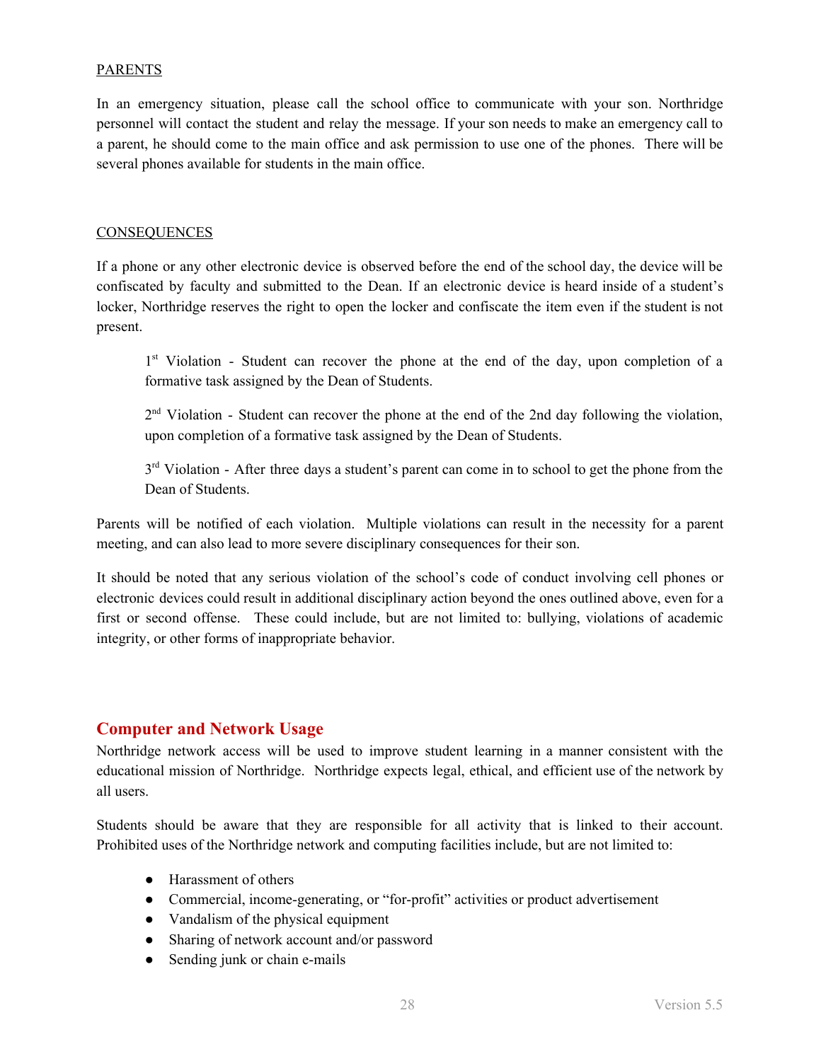PARENTS

In an emergency situation, please call the school office to communicate with your son. Northridge personnel will contact the student and relay the message. If your son needs to make an emergency call to a parent, he should come to the main office and ask permission to use one of the phones. There will be several phones available for students in the main office.

CONSEQUENCES

If a phone or any other electronic device is observed before the end of the school day, the device will be confiscated by faculty and submitted to the Dean. If an electronic device is heard inside of a student's locker, Northridge reserves the right to open the locker and confiscate the item even if the student is not present.

> 1st Violation - Student can recover the phone at the end of the day, upon completion of a formative task assigned by the Dean of Students.
>
> 2nd Violation - Student can recover the phone at the end of the 2nd day following the violation, upon completion of a formative task assigned by the Dean of Students.
>
> 3rd Violation - After three days a student's parent can come in to school to get the phone from the Dean of Students.

Parents will be notified of each violation. Multiple violations can result in the necessity for a parent meeting, and can also lead to more severe disciplinary consequences for their son.

It should be noted that any serious violation of the school's code of conduct involving cell phones or electronic devices could result in additional disciplinary action beyond the ones outlined above, even for a first or second offense. These could include, but are not limited to: bullying, violations of academic integrity, or other forms of inappropriate behavior.

## Computer and Network Usage

Northridge network access will be used to improve student learning in a manner consistent with the educational mission of Northridge. Northridge expects legal, ethical, and efficient use of the network by all users.

Students should be aware that they are responsible for all activity that is linked to their account. Prohibited uses of the Northridge network and computing facilities include, but are not limited to:

- Harassment of others
- Commercial, income-generating, or "for-profit" activities or product advertisement
- Vandalism of the physical equipment
- Sharing of network account and/or password
- Sending junk or chain e-mails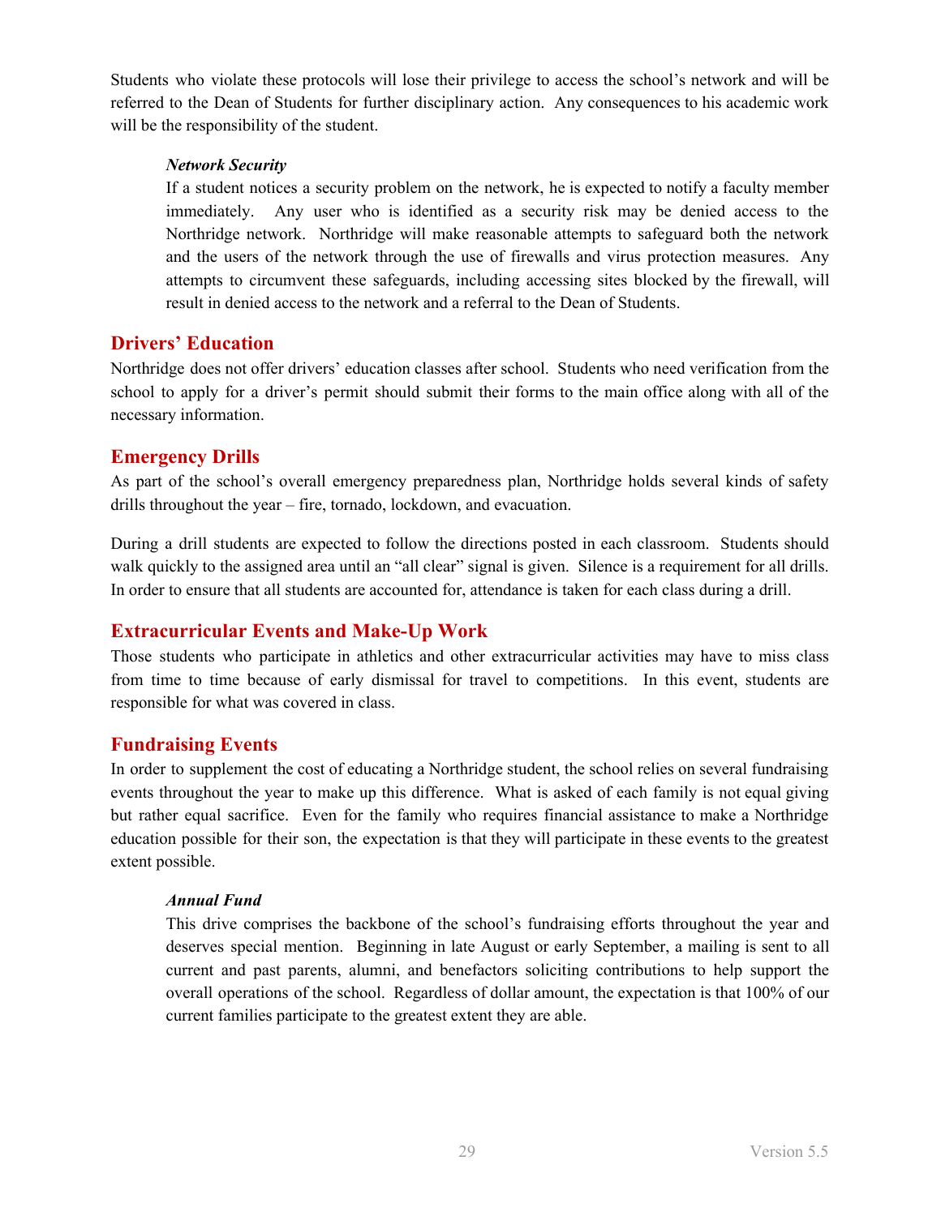Students who violate these protocols will lose their privilege to access the school's network and will be referred to the Dean of Students for further disciplinary action. Any consequences to his academic work will be the responsibility of the student.

### *Network Security*

If a student notices a security problem on the network, he is expected to notify a faculty member immediately. Any user who is identified as a security risk may be denied access to the Northridge network. Northridge will make reasonable attempts to safeguard both the network and the users of the network through the use of firewalls and virus protection measures. Any attempts to circumvent these safeguards, including accessing sites blocked by the firewall, will result in denied access to the network and a referral to the Dean of Students.

## Drivers' Education

Northridge does not offer drivers' education classes after school. Students who need verification from the school to apply for a driver's permit should submit their forms to the main office along with all of the necessary information.

## Emergency Drills

As part of the school's overall emergency preparedness plan, Northridge holds several kinds of safety drills throughout the year – fire, tornado, lockdown, and evacuation.

During a drill students are expected to follow the directions posted in each classroom. Students should walk quickly to the assigned area until an "all clear" signal is given. Silence is a requirement for all drills. In order to ensure that all students are accounted for, attendance is taken for each class during a drill.

## Extracurricular Events and Make-Up Work

Those students who participate in athletics and other extracurricular activities may have to miss class from time to time because of early dismissal for travel to competitions. In this event, students are responsible for what was covered in class.

## Fundraising Events

In order to supplement the cost of educating a Northridge student, the school relies on several fundraising events throughout the year to make up this difference. What is asked of each family is not equal giving but rather equal sacrifice. Even for the family who requires financial assistance to make a Northridge education possible for their son, the expectation is that they will participate in these events to the greatest extent possible.

### *Annual Fund*

This drive comprises the backbone of the school's fundraising efforts throughout the year and deserves special mention. Beginning in late August or early September, a mailing is sent to all current and past parents, alumni, and benefactors soliciting contributions to help support the overall operations of the school. Regardless of dollar amount, the expectation is that 100% of our current families participate to the greatest extent they are able.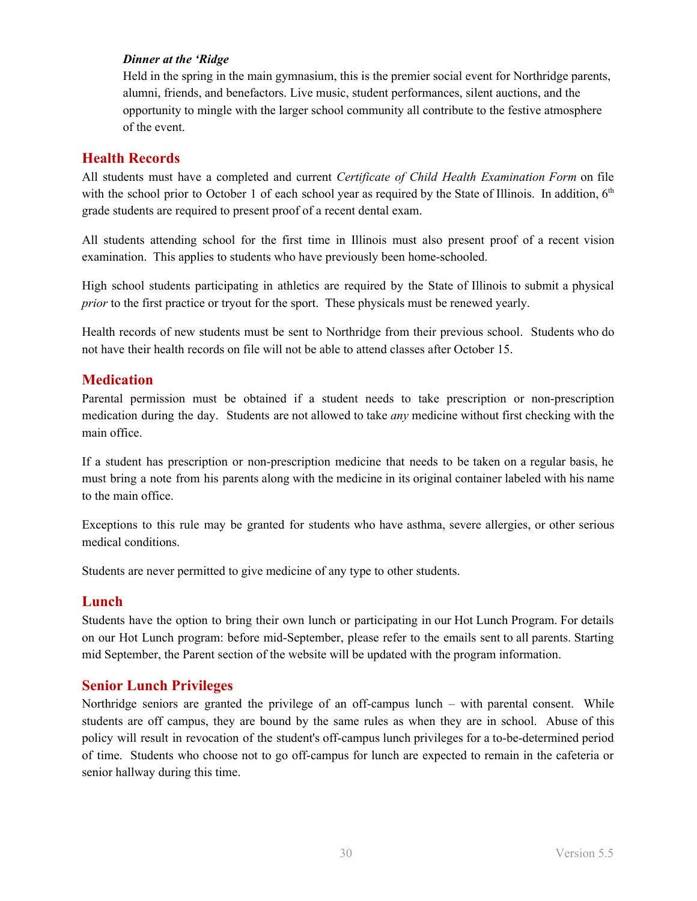***Dinner at the 'Ridge***

Held in the spring in the main gymnasium, this is the premier social event for Northridge parents, alumni, friends, and benefactors. Live music, student performances, silent auctions, and the opportunity to mingle with the larger school community all contribute to the festive atmosphere of the event.

## Health Records

All students must have a completed and current *Certificate of Child Health Examination Form* on file with the school prior to October 1 of each school year as required by the State of Illinois. In addition, 6th grade students are required to present proof of a recent dental exam.

All students attending school for the first time in Illinois must also present proof of a recent vision examination. This applies to students who have previously been home-schooled.

High school students participating in athletics are required by the State of Illinois to submit a physical *prior* to the first practice or tryout for the sport. These physicals must be renewed yearly.

Health records of new students must be sent to Northridge from their previous school. Students who do not have their health records on file will not be able to attend classes after October 15.

## Medication

Parental permission must be obtained if a student needs to take prescription or non-prescription medication during the day. Students are not allowed to take *any* medicine without first checking with the main office.

If a student has prescription or non-prescription medicine that needs to be taken on a regular basis, he must bring a note from his parents along with the medicine in its original container labeled with his name to the main office.

Exceptions to this rule may be granted for students who have asthma, severe allergies, or other serious medical conditions.

Students are never permitted to give medicine of any type to other students.

## Lunch

Students have the option to bring their own lunch or participating in our Hot Lunch Program. For details on our Hot Lunch program: before mid-September, please refer to the emails sent to all parents. Starting mid September, the Parent section of the website will be updated with the program information.

## Senior Lunch Privileges

Northridge seniors are granted the privilege of an off-campus lunch – with parental consent. While students are off campus, they are bound by the same rules as when they are in school. Abuse of this policy will result in revocation of the student's off-campus lunch privileges for a to-be-determined period of time. Students who choose not to go off-campus for lunch are expected to remain in the cafeteria or senior hallway during this time.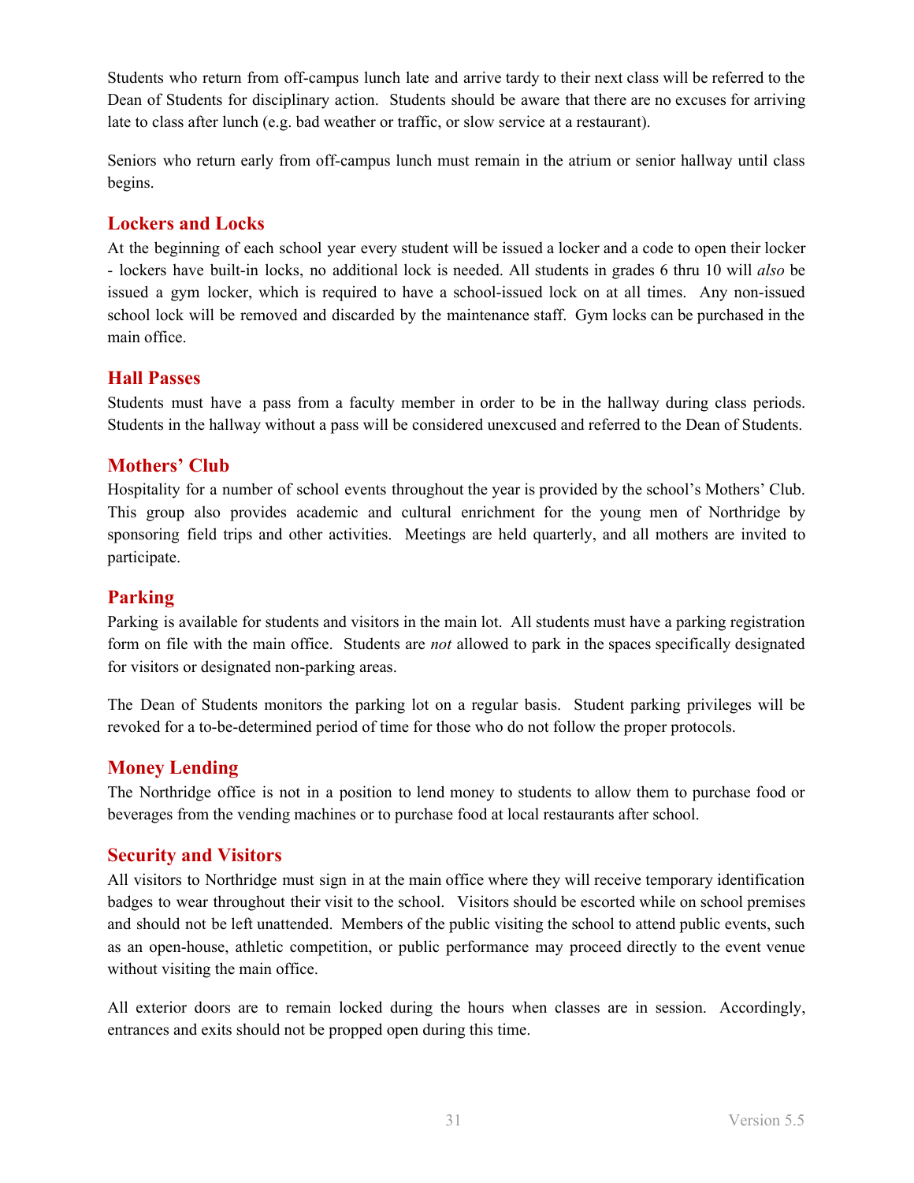Students who return from off-campus lunch late and arrive tardy to their next class will be referred to the Dean of Students for disciplinary action. Students should be aware that there are no excuses for arriving late to class after lunch (e.g. bad weather or traffic, or slow service at a restaurant).

Seniors who return early from off-campus lunch must remain in the atrium or senior hallway until class begins.

## Lockers and Locks

At the beginning of each school year every student will be issued a locker and a code to open their locker - lockers have built-in locks, no additional lock is needed. All students in grades 6 thru 10 will *also* be issued a gym locker, which is required to have a school-issued lock on at all times. Any non-issued school lock will be removed and discarded by the maintenance staff. Gym locks can be purchased in the main office.

## Hall Passes

Students must have a pass from a faculty member in order to be in the hallway during class periods. Students in the hallway without a pass will be considered unexcused and referred to the Dean of Students.

## Mothers' Club

Hospitality for a number of school events throughout the year is provided by the school's Mothers' Club. This group also provides academic and cultural enrichment for the young men of Northridge by sponsoring field trips and other activities. Meetings are held quarterly, and all mothers are invited to participate.

## Parking

Parking is available for students and visitors in the main lot. All students must have a parking registration form on file with the main office. Students are *not* allowed to park in the spaces specifically designated for visitors or designated non-parking areas.

The Dean of Students monitors the parking lot on a regular basis. Student parking privileges will be revoked for a to-be-determined period of time for those who do not follow the proper protocols.

## Money Lending

The Northridge office is not in a position to lend money to students to allow them to purchase food or beverages from the vending machines or to purchase food at local restaurants after school.

## Security and Visitors

All visitors to Northridge must sign in at the main office where they will receive temporary identification badges to wear throughout their visit to the school. Visitors should be escorted while on school premises and should not be left unattended. Members of the public visiting the school to attend public events, such as an open-house, athletic competition, or public performance may proceed directly to the event venue without visiting the main office.

All exterior doors are to remain locked during the hours when classes are in session. Accordingly, entrances and exits should not be propped open during this time.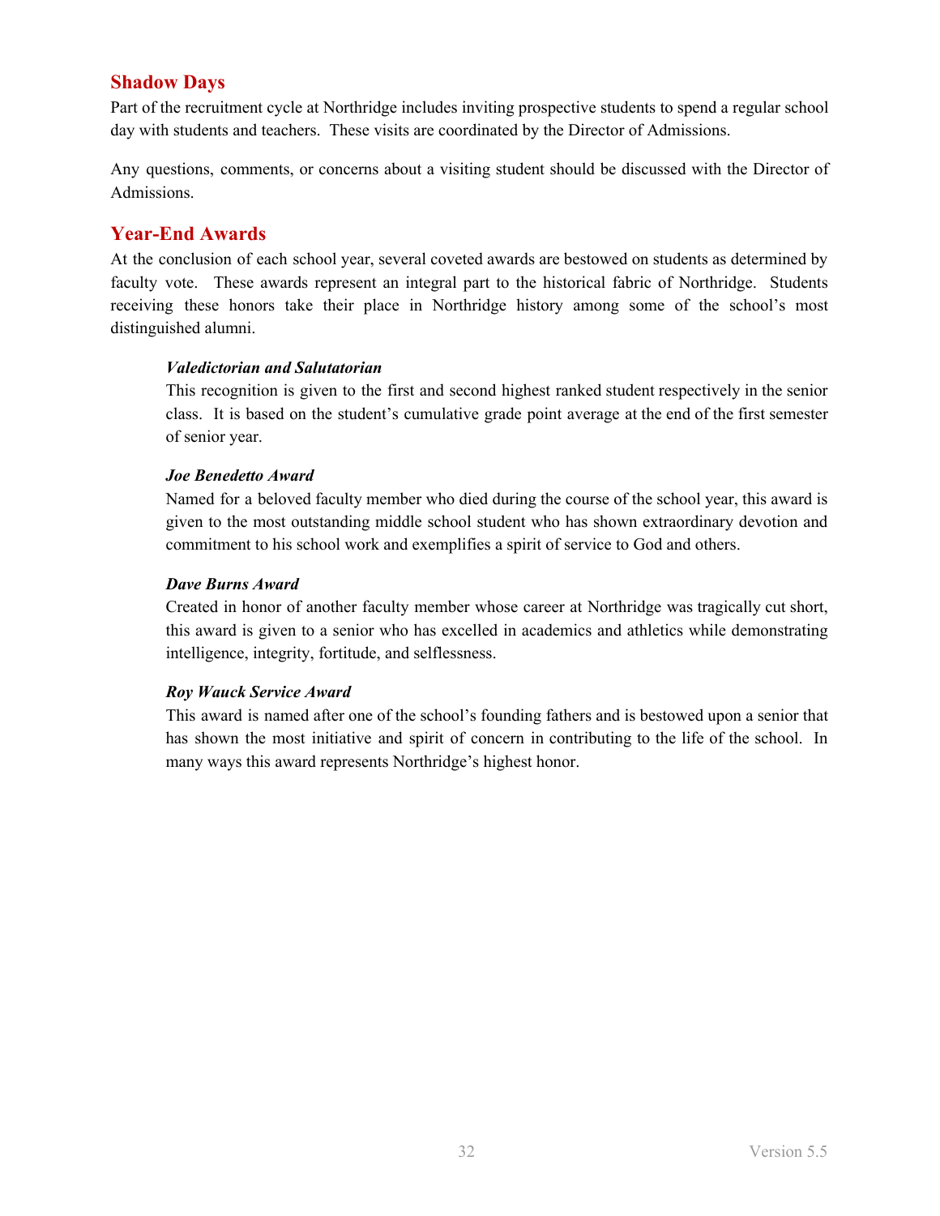## Shadow Days

Part of the recruitment cycle at Northridge includes inviting prospective students to spend a regular school day with students and teachers. These visits are coordinated by the Director of Admissions.

Any questions, comments, or concerns about a visiting student should be discussed with the Director of Admissions.

## Year-End Awards

At the conclusion of each school year, several coveted awards are bestowed on students as determined by faculty vote. These awards represent an integral part to the historical fabric of Northridge. Students receiving these honors take their place in Northridge history among some of the school's most distinguished alumni.

***Valedictorian and Salutatorian***

This recognition is given to the first and second highest ranked student respectively in the senior class. It is based on the student's cumulative grade point average at the end of the first semester of senior year.

***Joe Benedetto Award***

Named for a beloved faculty member who died during the course of the school year, this award is given to the most outstanding middle school student who has shown extraordinary devotion and commitment to his school work and exemplifies a spirit of service to God and others.

***Dave Burns Award***

Created in honor of another faculty member whose career at Northridge was tragically cut short, this award is given to a senior who has excelled in academics and athletics while demonstrating intelligence, integrity, fortitude, and selflessness.

***Roy Wauck Service Award***

This award is named after one of the school's founding fathers and is bestowed upon a senior that has shown the most initiative and spirit of concern in contributing to the life of the school. In many ways this award represents Northridge's highest honor.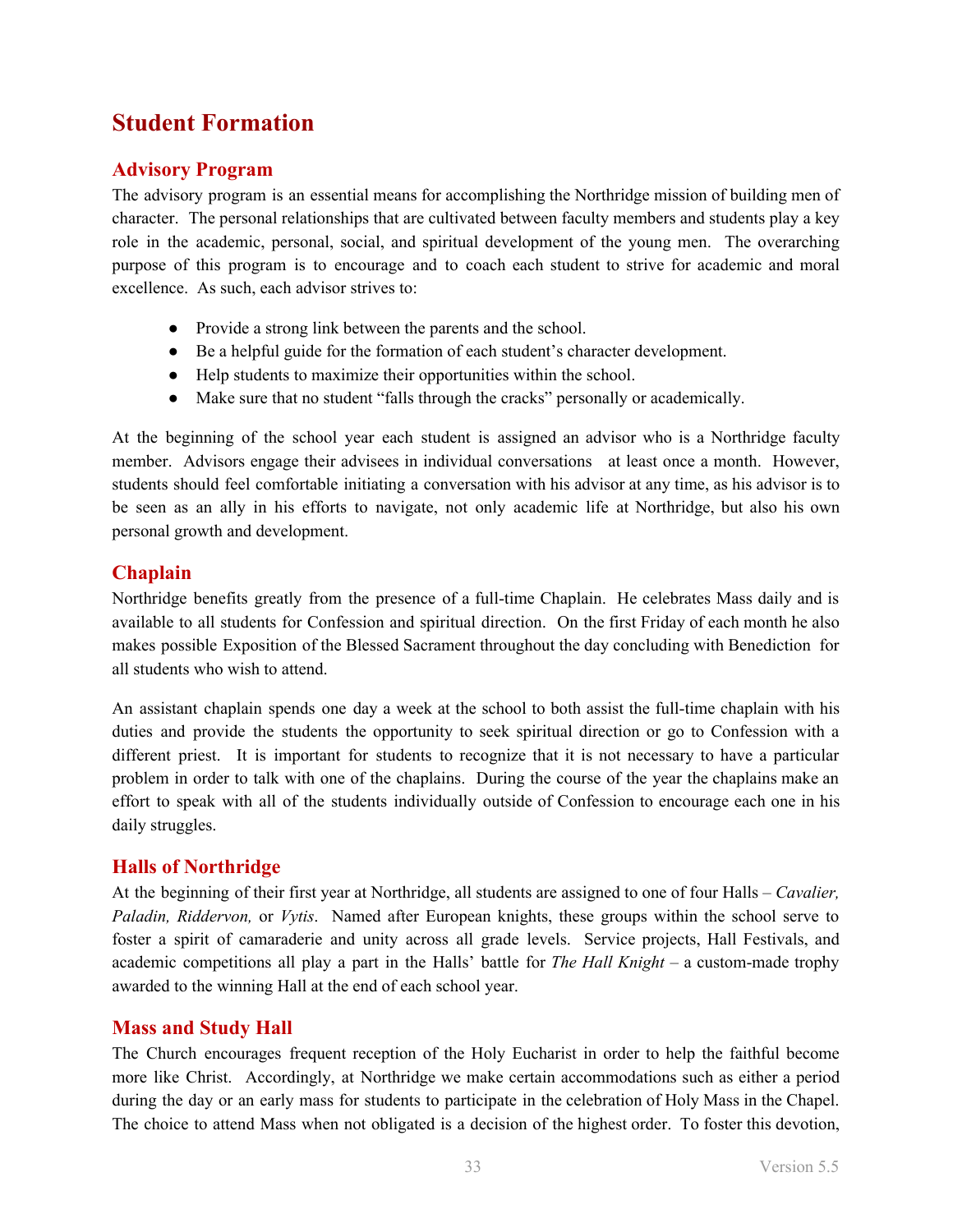# Student Formation

## Advisory Program

The advisory program is an essential means for accomplishing the Northridge mission of building men of character. The personal relationships that are cultivated between faculty members and students play a key role in the academic, personal, social, and spiritual development of the young men. The overarching purpose of this program is to encourage and to coach each student to strive for academic and moral excellence. As such, each advisor strives to:

- Provide a strong link between the parents and the school.
- Be a helpful guide for the formation of each student's character development.
- Help students to maximize their opportunities within the school.
- Make sure that no student "falls through the cracks" personally or academically.

At the beginning of the school year each student is assigned an advisor who is a Northridge faculty member. Advisors engage their advisees in individual conversations at least once a month. However, students should feel comfortable initiating a conversation with his advisor at any time, as his advisor is to be seen as an ally in his efforts to navigate, not only academic life at Northridge, but also his own personal growth and development.

## Chaplain

Northridge benefits greatly from the presence of a full-time Chaplain. He celebrates Mass daily and is available to all students for Confession and spiritual direction. On the first Friday of each month he also makes possible Exposition of the Blessed Sacrament throughout the day concluding with Benediction for all students who wish to attend.

An assistant chaplain spends one day a week at the school to both assist the full-time chaplain with his duties and provide the students the opportunity to seek spiritual direction or go to Confession with a different priest. It is important for students to recognize that it is not necessary to have a particular problem in order to talk with one of the chaplains. During the course of the year the chaplains make an effort to speak with all of the students individually outside of Confession to encourage each one in his daily struggles.

## Halls of Northridge

At the beginning of their first year at Northridge, all students are assigned to one of four Halls – *Cavalier, Paladin, Riddervon,* or *Vytis*. Named after European knights, these groups within the school serve to foster a spirit of camaraderie and unity across all grade levels. Service projects, Hall Festivals, and academic competitions all play a part in the Halls' battle for *The Hall Knight* – a custom-made trophy awarded to the winning Hall at the end of each school year.

## Mass and Study Hall

The Church encourages frequent reception of the Holy Eucharist in order to help the faithful become more like Christ. Accordingly, at Northridge we make certain accommodations such as either a period during the day or an early mass for students to participate in the celebration of Holy Mass in the Chapel. The choice to attend Mass when not obligated is a decision of the highest order. To foster this devotion,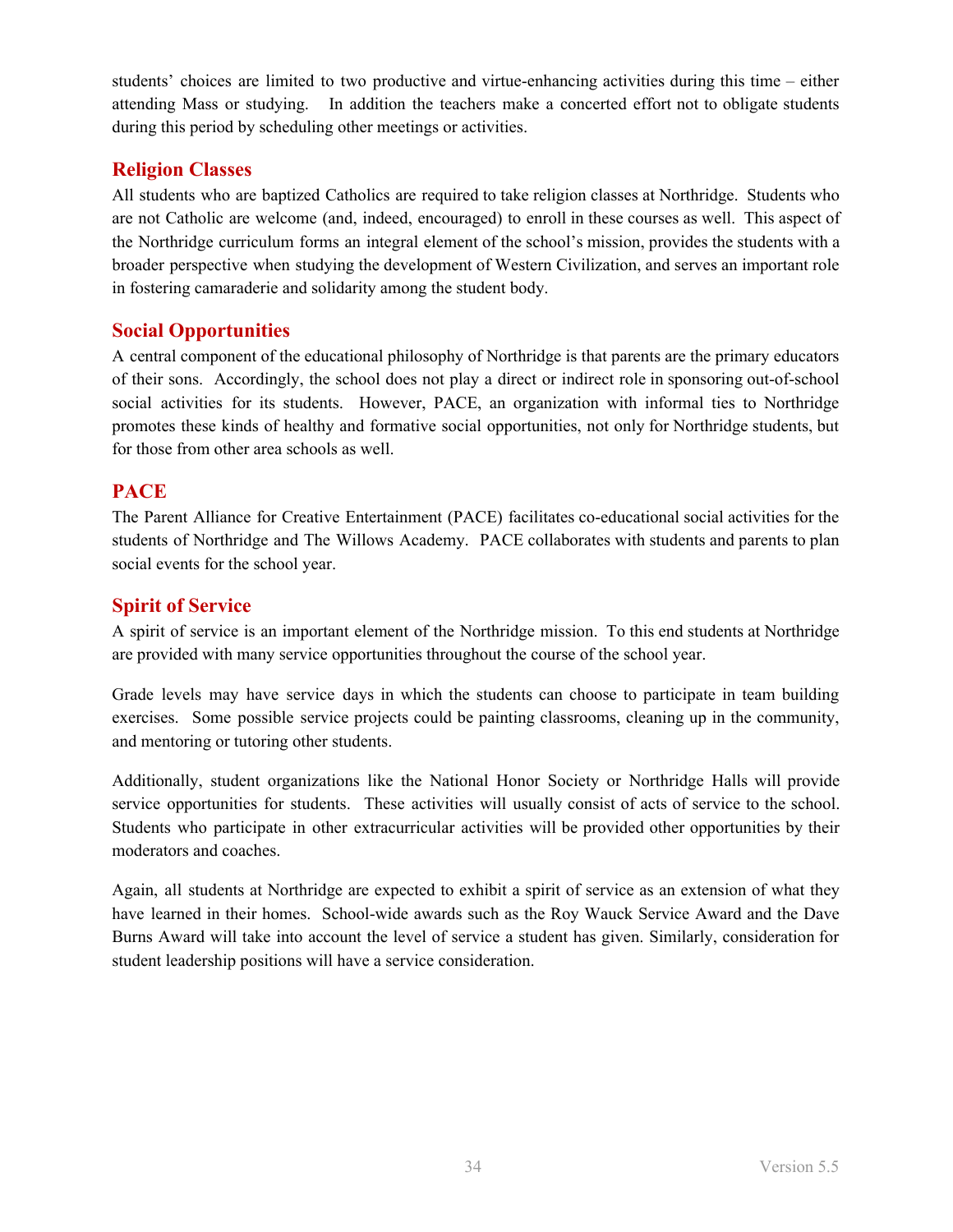students' choices are limited to two productive and virtue-enhancing activities during this time – either attending Mass or studying. In addition the teachers make a concerted effort not to obligate students during this period by scheduling other meetings or activities.

## Religion Classes

All students who are baptized Catholics are required to take religion classes at Northridge. Students who are not Catholic are welcome (and, indeed, encouraged) to enroll in these courses as well. This aspect of the Northridge curriculum forms an integral element of the school's mission, provides the students with a broader perspective when studying the development of Western Civilization, and serves an important role in fostering camaraderie and solidarity among the student body.

## Social Opportunities

A central component of the educational philosophy of Northridge is that parents are the primary educators of their sons. Accordingly, the school does not play a direct or indirect role in sponsoring out-of-school social activities for its students. However, PACE, an organization with informal ties to Northridge promotes these kinds of healthy and formative social opportunities, not only for Northridge students, but for those from other area schools as well.

## PACE

The Parent Alliance for Creative Entertainment (PACE) facilitates co-educational social activities for the students of Northridge and The Willows Academy. PACE collaborates with students and parents to plan social events for the school year.

## Spirit of Service

A spirit of service is an important element of the Northridge mission. To this end students at Northridge are provided with many service opportunities throughout the course of the school year.

Grade levels may have service days in which the students can choose to participate in team building exercises. Some possible service projects could be painting classrooms, cleaning up in the community, and mentoring or tutoring other students.

Additionally, student organizations like the National Honor Society or Northridge Halls will provide service opportunities for students. These activities will usually consist of acts of service to the school. Students who participate in other extracurricular activities will be provided other opportunities by their moderators and coaches.

Again, all students at Northridge are expected to exhibit a spirit of service as an extension of what they have learned in their homes. School-wide awards such as the Roy Wauck Service Award and the Dave Burns Award will take into account the level of service a student has given. Similarly, consideration for student leadership positions will have a service consideration.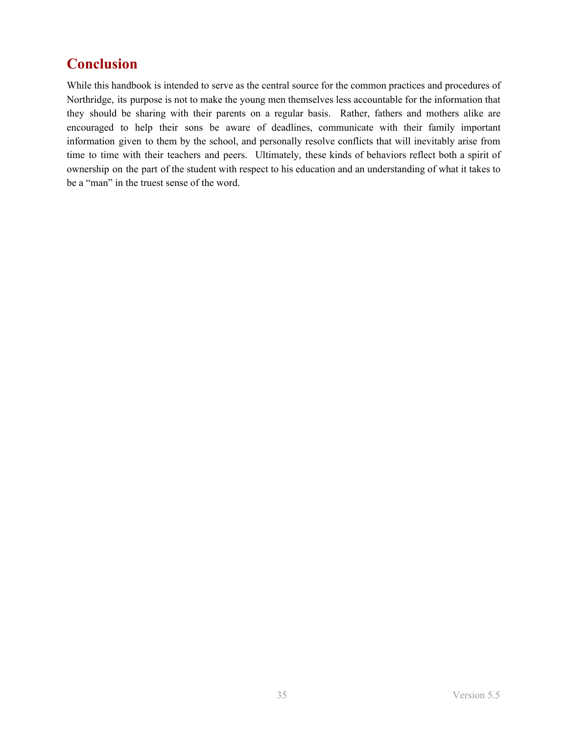## Conclusion

While this handbook is intended to serve as the central source for the common practices and procedures of Northridge, its purpose is not to make the young men themselves less accountable for the information that they should be sharing with their parents on a regular basis. Rather, fathers and mothers alike are encouraged to help their sons be aware of deadlines, communicate with their family important information given to them by the school, and personally resolve conflicts that will inevitably arise from time to time with their teachers and peers. Ultimately, these kinds of behaviors reflect both a spirit of ownership on the part of the student with respect to his education and an understanding of what it takes to be a "man" in the truest sense of the word.